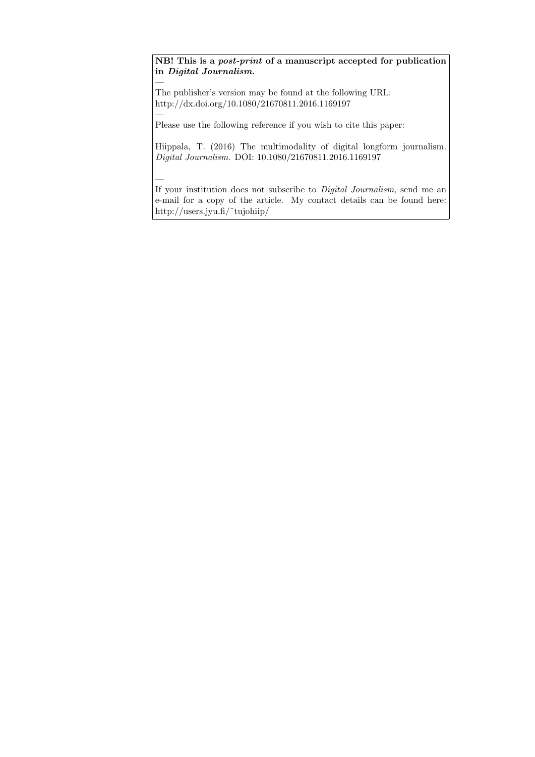**NB! This is a *post-print* of a manuscript accepted for publication in *Digital Journalism.***

—

The publisher's version may be found at the following URL:
http://dx.doi.org/10.1080/21670811.2016.1169197

—

Please use the following reference if you wish to cite this paper:

Hiippala, T. (2016) The multimodality of digital longform journalism. *Digital Journalism*. DOI: 10.1080/21670811.2016.1169197

—

If your institution does not subscribe to *Digital Journalism*, send me an e-mail for a copy of the article. My contact details can be found here: http://users.jyu.fi/˜tujohiip/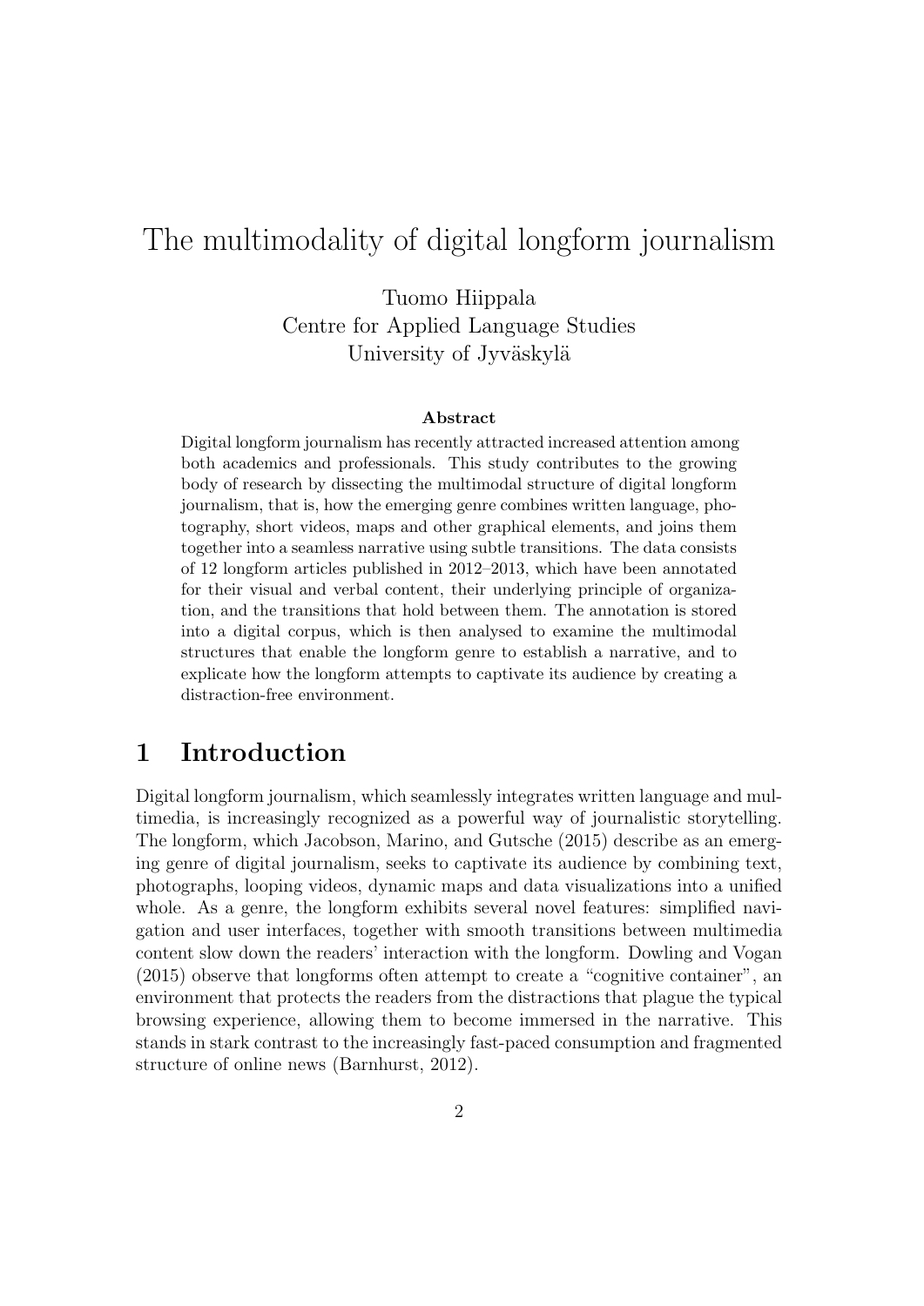# The multimodality of digital longform journalism

Tuomo Hiippala
Centre for Applied Language Studies
University of Jyväskylä

**Abstract**

Digital longform journalism has recently attracted increased attention among both academics and professionals. This study contributes to the growing body of research by dissecting the multimodal structure of digital longform journalism, that is, how the emerging genre combines written language, photography, short videos, maps and other graphical elements, and joins them together into a seamless narrative using subtle transitions. The data consists of 12 longform articles published in 2012–2013, which have been annotated for their visual and verbal content, their underlying principle of organization, and the transitions that hold between them. The annotation is stored into a digital corpus, which is then analysed to examine the multimodal structures that enable the longform genre to establish a narrative, and to explicate how the longform attempts to captivate its audience by creating a distraction-free environment.

## 1 Introduction

Digital longform journalism, which seamlessly integrates written language and multimedia, is increasingly recognized as a powerful way of journalistic storytelling. The longform, which Jacobson, Marino, and Gutsche (2015) describe as an emerging genre of digital journalism, seeks to captivate its audience by combining text, photographs, looping videos, dynamic maps and data visualizations into a unified whole. As a genre, the longform exhibits several novel features: simplified navigation and user interfaces, together with smooth transitions between multimedia content slow down the readers' interaction with the longform. Dowling and Vogan (2015) observe that longforms often attempt to create a "cognitive container", an environment that protects the readers from the distractions that plague the typical browsing experience, allowing them to become immersed in the narrative. This stands in stark contrast to the increasingly fast-paced consumption and fragmented structure of online news (Barnhurst, 2012).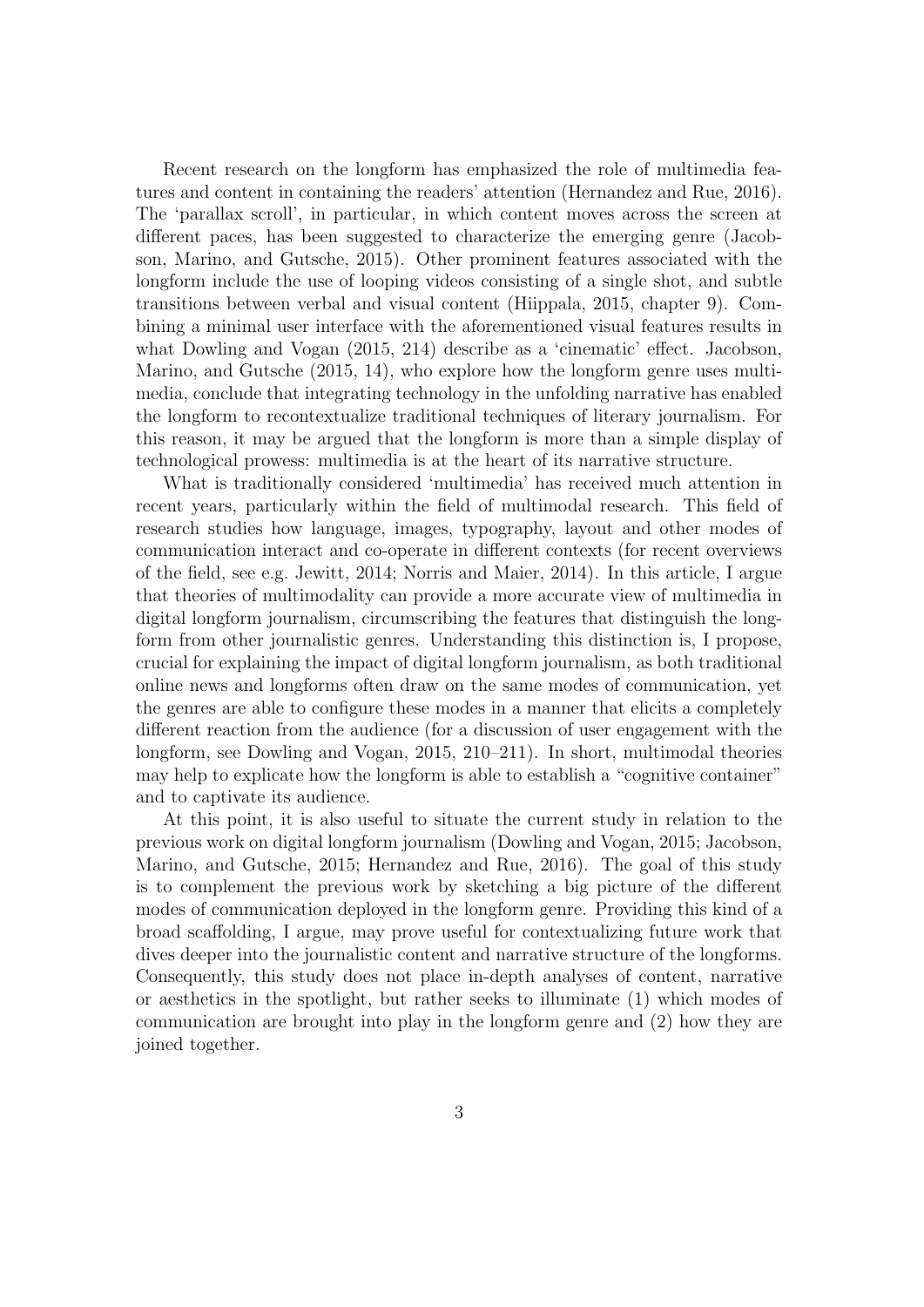Recent research on the longform has emphasized the role of multimedia features and content in containing the readers' attention (Hernandez and Rue, 2016). The 'parallax scroll', in particular, in which content moves across the screen at different paces, has been suggested to characterize the emerging genre (Jacobson, Marino, and Gutsche, 2015). Other prominent features associated with the longform include the use of looping videos consisting of a single shot, and subtle transitions between verbal and visual content (Hiippala, 2015, chapter 9). Combining a minimal user interface with the aforementioned visual features results in what Dowling and Vogan (2015, 214) describe as a 'cinematic' effect. Jacobson, Marino, and Gutsche (2015, 14), who explore how the longform genre uses multimedia, conclude that integrating technology in the unfolding narrative has enabled the longform to recontextualize traditional techniques of literary journalism. For this reason, it may be argued that the longform is more than a simple display of technological prowess: multimedia is at the heart of its narrative structure.

What is traditionally considered 'multimedia' has received much attention in recent years, particularly within the field of multimodal research. This field of research studies how language, images, typography, layout and other modes of communication interact and co-operate in different contexts (for recent overviews of the field, see e.g. Jewitt, 2014; Norris and Maier, 2014). In this article, I argue that theories of multimodality can provide a more accurate view of multimedia in digital longform journalism, circumscribing the features that distinguish the longform from other journalistic genres. Understanding this distinction is, I propose, crucial for explaining the impact of digital longform journalism, as both traditional online news and longforms often draw on the same modes of communication, yet the genres are able to configure these modes in a manner that elicits a completely different reaction from the audience (for a discussion of user engagement with the longform, see Dowling and Vogan, 2015, 210–211). In short, multimodal theories may help to explicate how the longform is able to establish a "cognitive container" and to captivate its audience.

At this point, it is also useful to situate the current study in relation to the previous work on digital longform journalism (Dowling and Vogan, 2015; Jacobson, Marino, and Gutsche, 2015; Hernandez and Rue, 2016). The goal of this study is to complement the previous work by sketching a big picture of the different modes of communication deployed in the longform genre. Providing this kind of a broad scaffolding, I argue, may prove useful for contextualizing future work that dives deeper into the journalistic content and narrative structure of the longforms. Consequently, this study does not place in-depth analyses of content, narrative or aesthetics in the spotlight, but rather seeks to illuminate (1) which modes of communication are brought into play in the longform genre and (2) how they are joined together.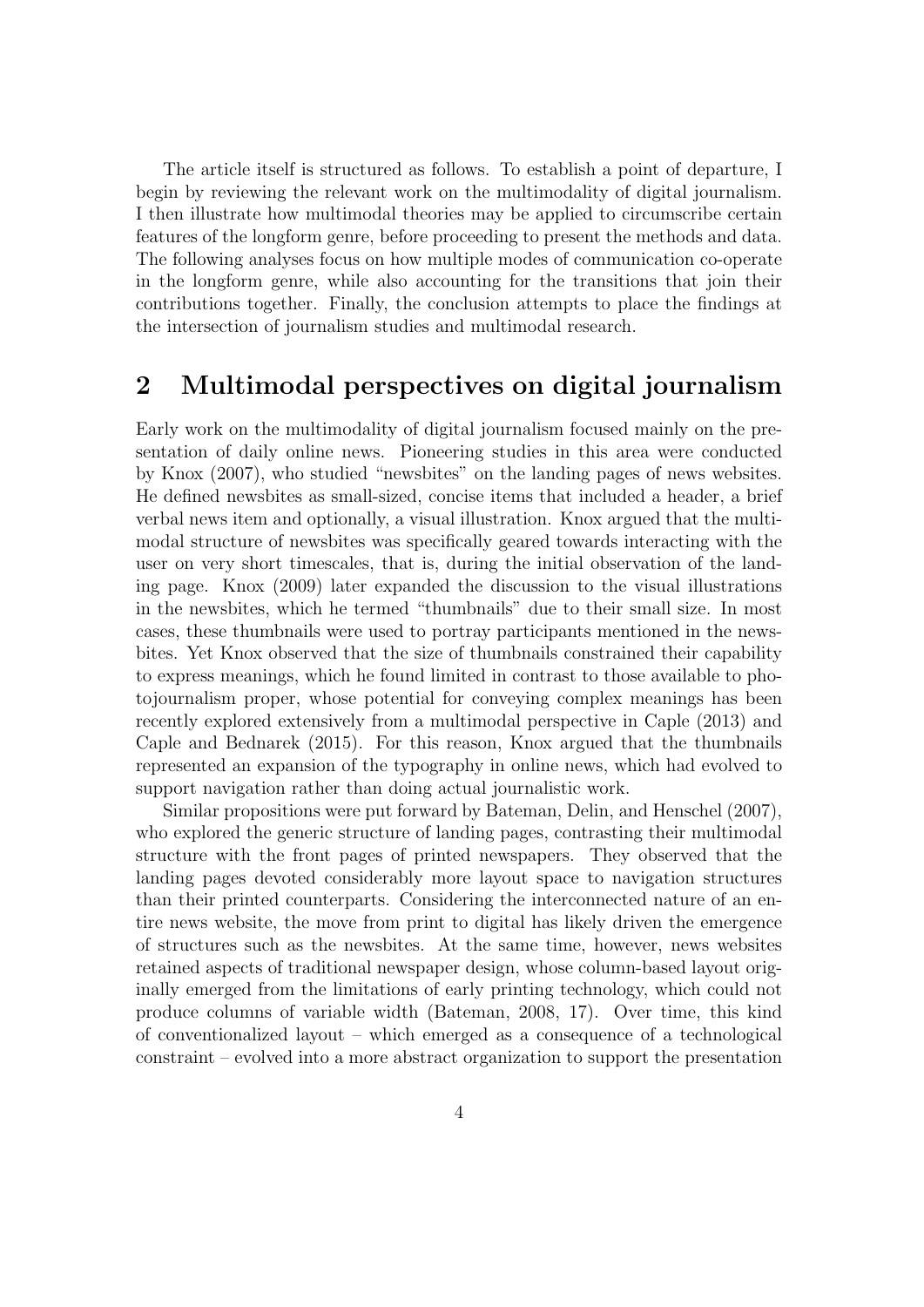The article itself is structured as follows. To establish a point of departure, I begin by reviewing the relevant work on the multimodality of digital journalism. I then illustrate how multimodal theories may be applied to circumscribe certain features of the longform genre, before proceeding to present the methods and data. The following analyses focus on how multiple modes of communication co-operate in the longform genre, while also accounting for the transitions that join their contributions together. Finally, the conclusion attempts to place the findings at the intersection of journalism studies and multimodal research.

## 2 Multimodal perspectives on digital journalism

Early work on the multimodality of digital journalism focused mainly on the presentation of daily online news. Pioneering studies in this area were conducted by Knox (2007), who studied "newsbites" on the landing pages of news websites. He defined newsbites as small-sized, concise items that included a header, a brief verbal news item and optionally, a visual illustration. Knox argued that the multimodal structure of newsbites was specifically geared towards interacting with the user on very short timescales, that is, during the initial observation of the landing page. Knox (2009) later expanded the discussion to the visual illustrations in the newsbites, which he termed "thumbnails" due to their small size. In most cases, these thumbnails were used to portray participants mentioned in the newsbites. Yet Knox observed that the size of thumbnails constrained their capability to express meanings, which he found limited in contrast to those available to photojournalism proper, whose potential for conveying complex meanings has been recently explored extensively from a multimodal perspective in Caple (2013) and Caple and Bednarek (2015). For this reason, Knox argued that the thumbnails represented an expansion of the typography in online news, which had evolved to support navigation rather than doing actual journalistic work.

Similar propositions were put forward by Bateman, Delin, and Henschel (2007), who explored the generic structure of landing pages, contrasting their multimodal structure with the front pages of printed newspapers. They observed that the landing pages devoted considerably more layout space to navigation structures than their printed counterparts. Considering the interconnected nature of an entire news website, the move from print to digital has likely driven the emergence of structures such as the newsbites. At the same time, however, news websites retained aspects of traditional newspaper design, whose column-based layout originally emerged from the limitations of early printing technology, which could not produce columns of variable width (Bateman, 2008, 17). Over time, this kind of conventionalized layout – which emerged as a consequence of a technological constraint – evolved into a more abstract organization to support the presentation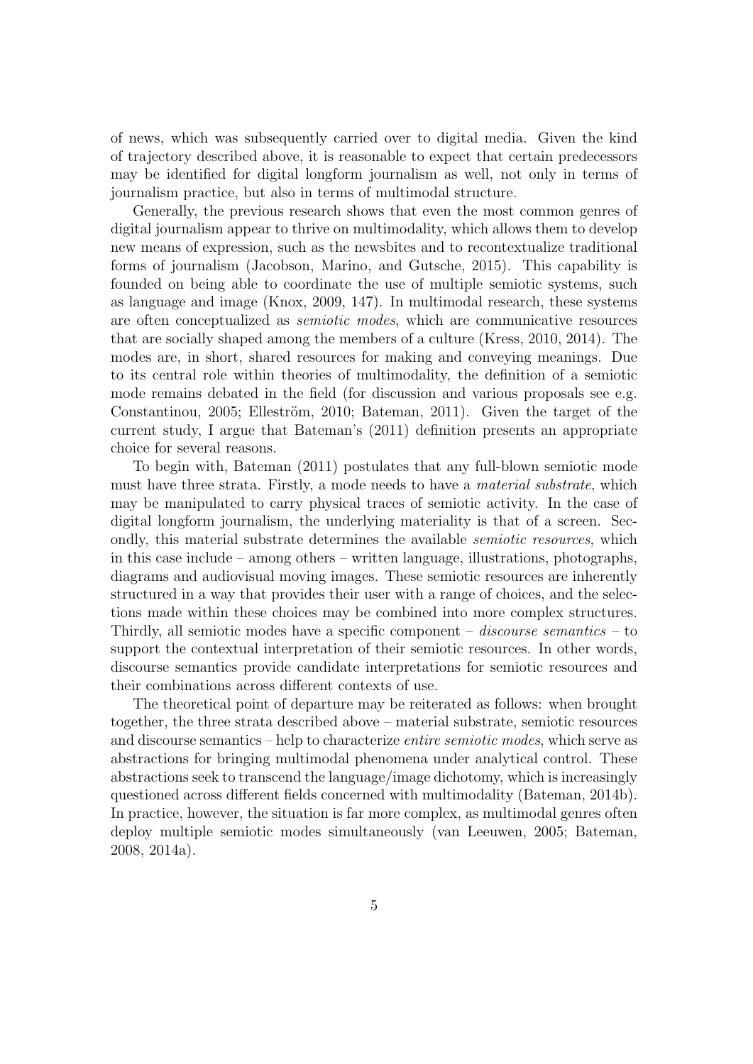of news, which was subsequently carried over to digital media. Given the kind of trajectory described above, it is reasonable to expect that certain predecessors may be identified for digital longform journalism as well, not only in terms of journalism practice, but also in terms of multimodal structure.

Generally, the previous research shows that even the most common genres of digital journalism appear to thrive on multimodality, which allows them to develop new means of expression, such as the newsbites and to recontextualize traditional forms of journalism (Jacobson, Marino, and Gutsche, 2015). This capability is founded on being able to coordinate the use of multiple semiotic systems, such as language and image (Knox, 2009, 147). In multimodal research, these systems are often conceptualized as *semiotic modes*, which are communicative resources that are socially shaped among the members of a culture (Kress, 2010, 2014). The modes are, in short, shared resources for making and conveying meanings. Due to its central role within theories of multimodality, the definition of a semiotic mode remains debated in the field (for discussion and various proposals see e.g. Constantinou, 2005; Elleström, 2010; Bateman, 2011). Given the target of the current study, I argue that Bateman's (2011) definition presents an appropriate choice for several reasons.

To begin with, Bateman (2011) postulates that any full-blown semiotic mode must have three strata. Firstly, a mode needs to have a *material substrate*, which may be manipulated to carry physical traces of semiotic activity. In the case of digital longform journalism, the underlying materiality is that of a screen. Secondly, this material substrate determines the available *semiotic resources*, which in this case include – among others – written language, illustrations, photographs, diagrams and audiovisual moving images. These semiotic resources are inherently structured in a way that provides their user with a range of choices, and the selections made within these choices may be combined into more complex structures. Thirdly, all semiotic modes have a specific component – *discourse semantics* – to support the contextual interpretation of their semiotic resources. In other words, discourse semantics provide candidate interpretations for semiotic resources and their combinations across different contexts of use.

The theoretical point of departure may be reiterated as follows: when brought together, the three strata described above – material substrate, semiotic resources and discourse semantics – help to characterize *entire semiotic modes*, which serve as abstractions for bringing multimodal phenomena under analytical control. These abstractions seek to transcend the language/image dichotomy, which is increasingly questioned across different fields concerned with multimodality (Bateman, 2014b). In practice, however, the situation is far more complex, as multimodal genres often deploy multiple semiotic modes simultaneously (van Leeuwen, 2005; Bateman, 2008, 2014a).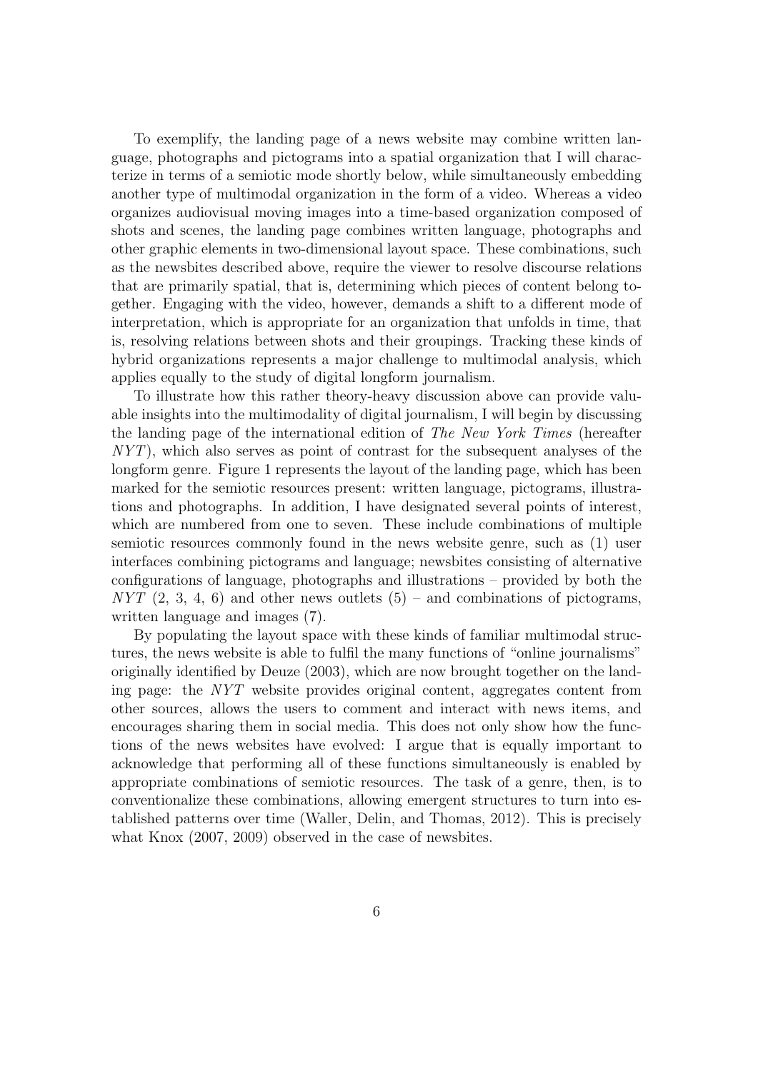To exemplify, the landing page of a news website may combine written language, photographs and pictograms into a spatial organization that I will characterize in terms of a semiotic mode shortly below, while simultaneously embedding another type of multimodal organization in the form of a video. Whereas a video organizes audiovisual moving images into a time-based organization composed of shots and scenes, the landing page combines written language, photographs and other graphic elements in two-dimensional layout space. These combinations, such as the newsbites described above, require the viewer to resolve discourse relations that are primarily spatial, that is, determining which pieces of content belong together. Engaging with the video, however, demands a shift to a different mode of interpretation, which is appropriate for an organization that unfolds in time, that is, resolving relations between shots and their groupings. Tracking these kinds of hybrid organizations represents a major challenge to multimodal analysis, which applies equally to the study of digital longform journalism.

To illustrate how this rather theory-heavy discussion above can provide valuable insights into the multimodality of digital journalism, I will begin by discussing the landing page of the international edition of *The New York Times* (hereafter *NYT*), which also serves as point of contrast for the subsequent analyses of the longform genre. Figure 1 represents the layout of the landing page, which has been marked for the semiotic resources present: written language, pictograms, illustrations and photographs. In addition, I have designated several points of interest, which are numbered from one to seven. These include combinations of multiple semiotic resources commonly found in the news website genre, such as (1) user interfaces combining pictograms and language; newsbites consisting of alternative configurations of language, photographs and illustrations – provided by both the *NYT* (2, 3, 4, 6) and other news outlets (5) – and combinations of pictograms, written language and images (7).

By populating the layout space with these kinds of familiar multimodal structures, the news website is able to fulfil the many functions of "online journalisms" originally identified by Deuze (2003), which are now brought together on the landing page: the *NYT* website provides original content, aggregates content from other sources, allows the users to comment and interact with news items, and encourages sharing them in social media. This does not only show how the functions of the news websites have evolved: I argue that is equally important to acknowledge that performing all of these functions simultaneously is enabled by appropriate combinations of semiotic resources. The task of a genre, then, is to conventionalize these combinations, allowing emergent structures to turn into established patterns over time (Waller, Delin, and Thomas, 2012). This is precisely what Knox (2007, 2009) observed in the case of newsbites.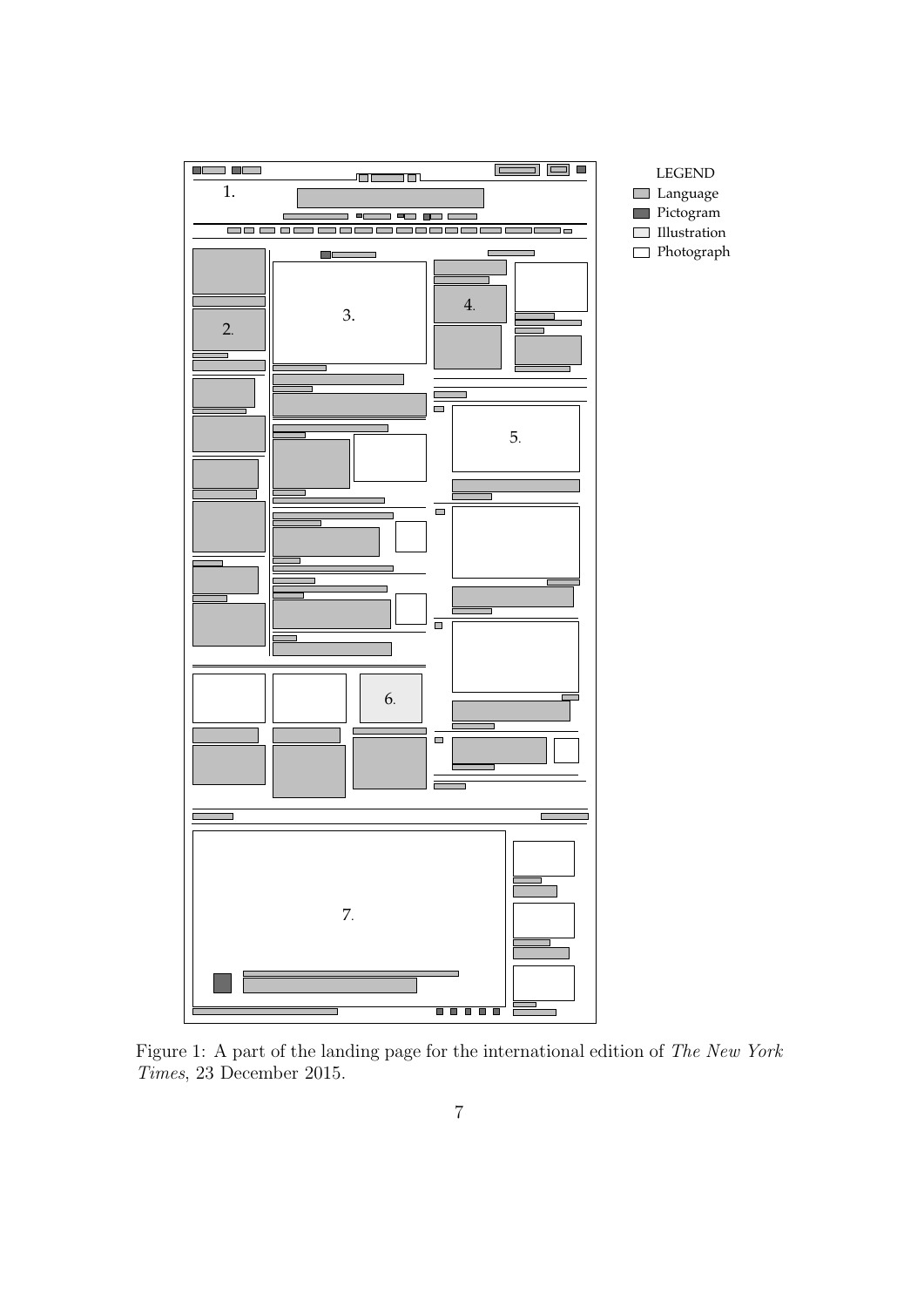Figure 1: A part of the landing page for the international edition of *The New York Times*, 23 December 2015.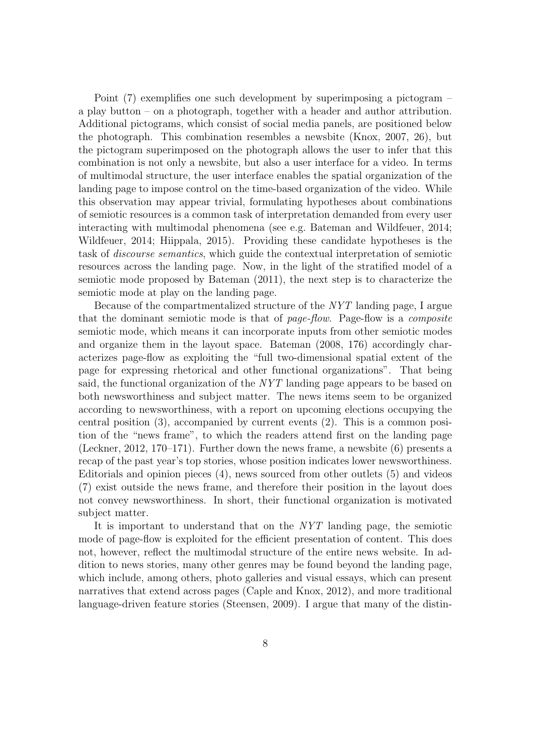Point (7) exemplifies one such development by superimposing a pictogram – a play button – on a photograph, together with a header and author attribution. Additional pictograms, which consist of social media panels, are positioned below the photograph. This combination resembles a newsbite (Knox, 2007, 26), but the pictogram superimposed on the photograph allows the user to infer that this combination is not only a newsbite, but also a user interface for a video. In terms of multimodal structure, the user interface enables the spatial organization of the landing page to impose control on the time-based organization of the video. While this observation may appear trivial, formulating hypotheses about combinations of semiotic resources is a common task of interpretation demanded from every user interacting with multimodal phenomena (see e.g. Bateman and Wildfeuer, 2014; Wildfeuer, 2014; Hiippala, 2015). Providing these candidate hypotheses is the task of *discourse semantics*, which guide the contextual interpretation of semiotic resources across the landing page. Now, in the light of the stratified model of a semiotic mode proposed by Bateman (2011), the next step is to characterize the semiotic mode at play on the landing page.

Because of the compartmentalized structure of the *NYT* landing page, I argue that the dominant semiotic mode is that of *page-flow*. Page-flow is a *composite* semiotic mode, which means it can incorporate inputs from other semiotic modes and organize them in the layout space. Bateman (2008, 176) accordingly characterizes page-flow as exploiting the "full two-dimensional spatial extent of the page for expressing rhetorical and other functional organizations". That being said, the functional organization of the *NYT* landing page appears to be based on both newsworthiness and subject matter. The news items seem to be organized according to newsworthiness, with a report on upcoming elections occupying the central position (3), accompanied by current events (2). This is a common position of the "news frame", to which the readers attend first on the landing page (Leckner, 2012, 170–171). Further down the news frame, a newsbite (6) presents a recap of the past year's top stories, whose position indicates lower newsworthiness. Editorials and opinion pieces (4), news sourced from other outlets (5) and videos (7) exist outside the news frame, and therefore their position in the layout does not convey newsworthiness. In short, their functional organization is motivated subject matter.

It is important to understand that on the *NYT* landing page, the semiotic mode of page-flow is exploited for the efficient presentation of content. This does not, however, reflect the multimodal structure of the entire news website. In addition to news stories, many other genres may be found beyond the landing page, which include, among others, photo galleries and visual essays, which can present narratives that extend across pages (Caple and Knox, 2012), and more traditional language-driven feature stories (Steensen, 2009). I argue that many of the distin-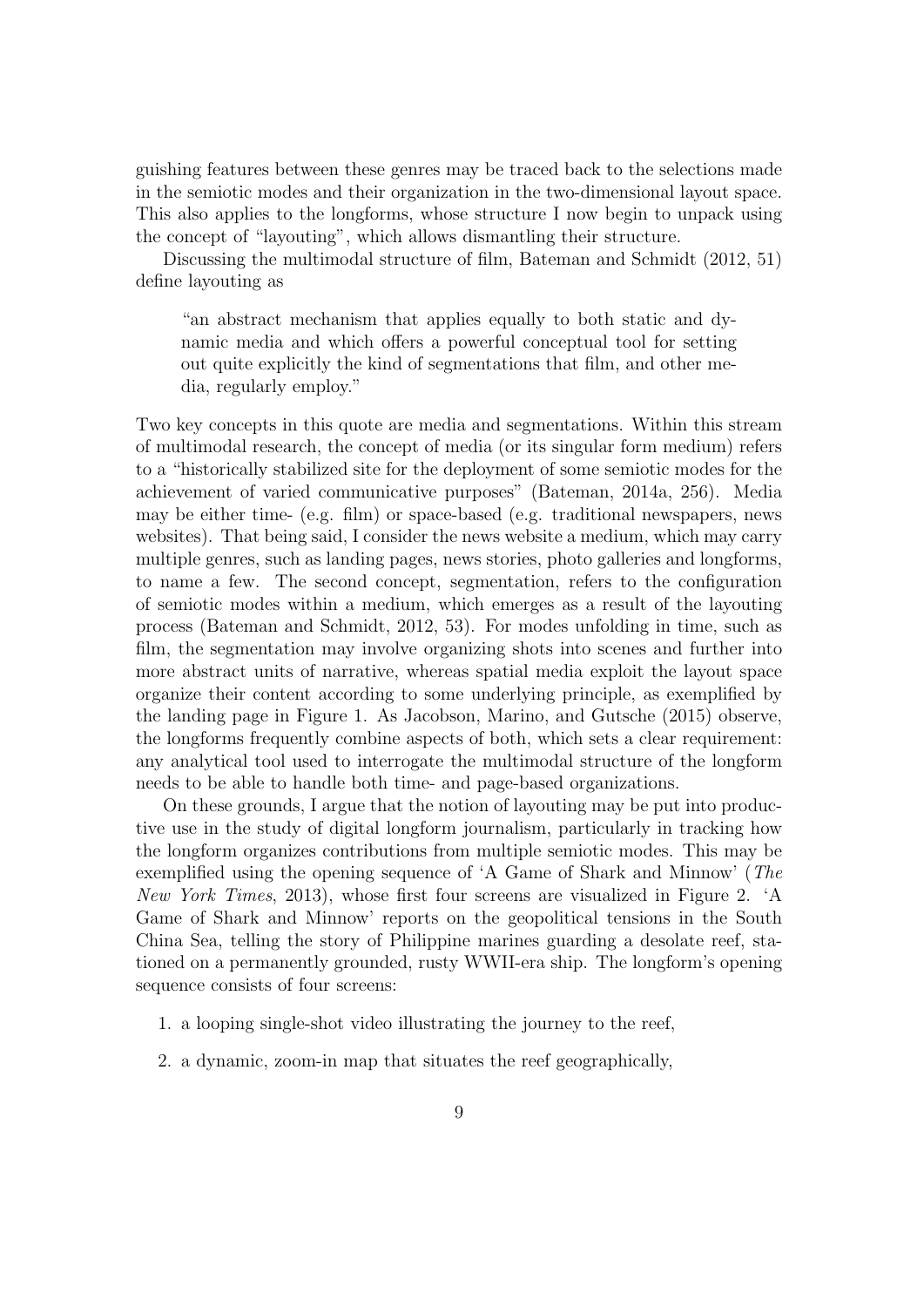guishing features between these genres may be traced back to the selections made in the semiotic modes and their organization in the two-dimensional layout space. This also applies to the longforms, whose structure I now begin to unpack using the concept of "layouting", which allows dismantling their structure.

Discussing the multimodal structure of film, Bateman and Schmidt (2012, 51) define layouting as

> "an abstract mechanism that applies equally to both static and dynamic media and which offers a powerful conceptual tool for setting out quite explicitly the kind of segmentations that film, and other media, regularly employ."

Two key concepts in this quote are media and segmentations. Within this stream of multimodal research, the concept of media (or its singular form medium) refers to a "historically stabilized site for the deployment of some semiotic modes for the achievement of varied communicative purposes" (Bateman, 2014a, 256). Media may be either time- (e.g. film) or space-based (e.g. traditional newspapers, news websites). That being said, I consider the news website a medium, which may carry multiple genres, such as landing pages, news stories, photo galleries and longforms, to name a few. The second concept, segmentation, refers to the configuration of semiotic modes within a medium, which emerges as a result of the layouting process (Bateman and Schmidt, 2012, 53). For modes unfolding in time, such as film, the segmentation may involve organizing shots into scenes and further into more abstract units of narrative, whereas spatial media exploit the layout space organize their content according to some underlying principle, as exemplified by the landing page in Figure 1. As Jacobson, Marino, and Gutsche (2015) observe, the longforms frequently combine aspects of both, which sets a clear requirement: any analytical tool used to interrogate the multimodal structure of the longform needs to be able to handle both time- and page-based organizations.

On these grounds, I argue that the notion of layouting may be put into productive use in the study of digital longform journalism, particularly in tracking how the longform organizes contributions from multiple semiotic modes. This may be exemplified using the opening sequence of 'A Game of Shark and Minnow' (*The New York Times*, 2013), whose first four screens are visualized in Figure 2. 'A Game of Shark and Minnow' reports on the geopolitical tensions in the South China Sea, telling the story of Philippine marines guarding a desolate reef, stationed on a permanently grounded, rusty WWII-era ship. The longform's opening sequence consists of four screens:

1. a looping single-shot video illustrating the journey to the reef,
2. a dynamic, zoom-in map that situates the reef geographically,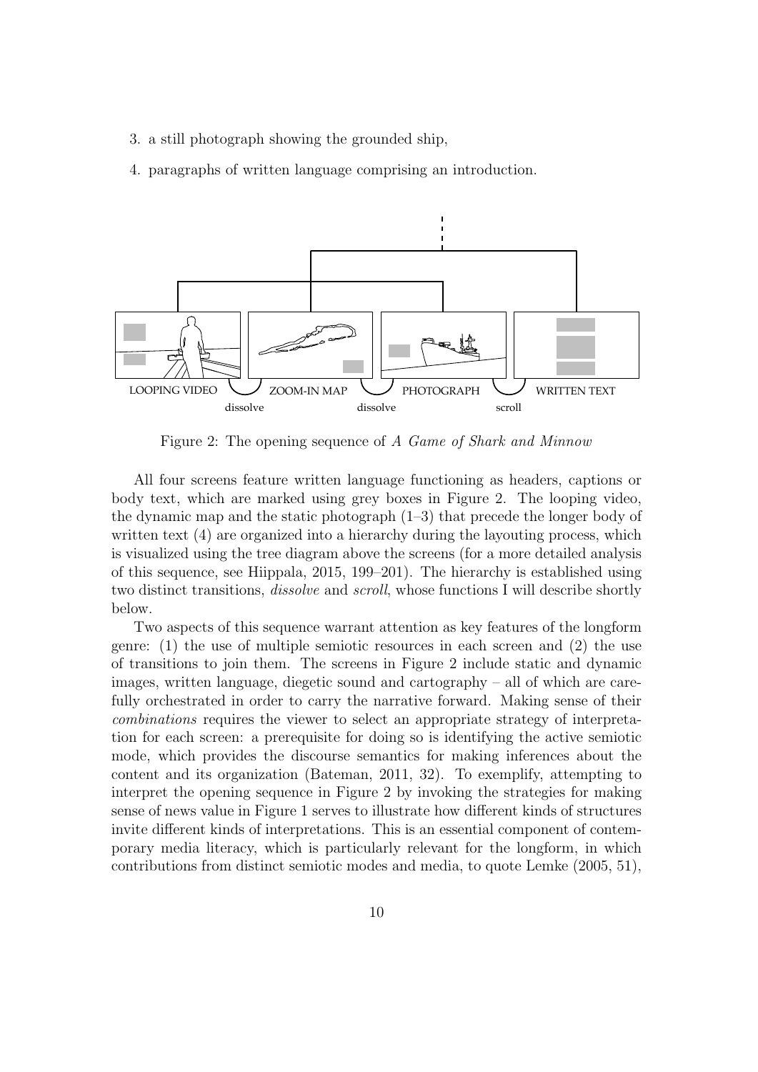3. a still photograph showing the grounded ship,
4. paragraphs of written language comprising an introduction.

Figure 2: The opening sequence of *A Game of Shark and Minnow*

All four screens feature written language functioning as headers, captions or body text, which are marked using grey boxes in Figure 2. The looping video, the dynamic map and the static photograph (1–3) that precede the longer body of written text (4) are organized into a hierarchy during the layouting process, which is visualized using the tree diagram above the screens (for a more detailed analysis of this sequence, see Hiippala, 2015, 199–201). The hierarchy is established using two distinct transitions, *dissolve* and *scroll*, whose functions I will describe shortly below.

Two aspects of this sequence warrant attention as key features of the longform genre: (1) the use of multiple semiotic resources in each screen and (2) the use of transitions to join them. The screens in Figure 2 include static and dynamic images, written language, diegetic sound and cartography – all of which are carefully orchestrated in order to carry the narrative forward. Making sense of their *combinations* requires the viewer to select an appropriate strategy of interpretation for each screen: a prerequisite for doing so is identifying the active semiotic mode, which provides the discourse semantics for making inferences about the content and its organization (Bateman, 2011, 32). To exemplify, attempting to interpret the opening sequence in Figure 2 by invoking the strategies for making sense of news value in Figure 1 serves to illustrate how different kinds of structures invite different kinds of interpretations. This is an essential component of contemporary media literacy, which is particularly relevant for the longform, in which contributions from distinct semiotic modes and media, to quote Lemke (2005, 51),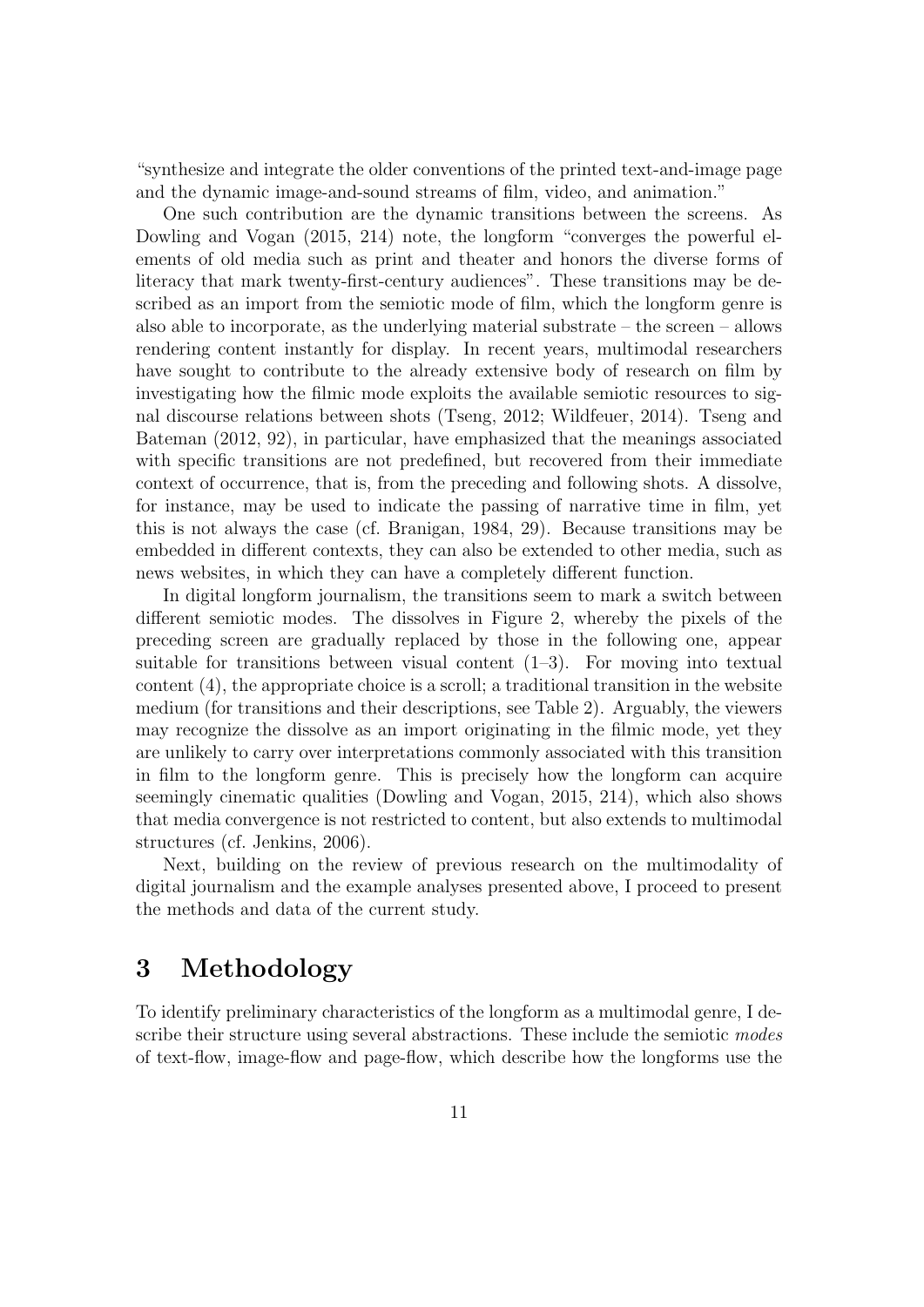"synthesize and integrate the older conventions of the printed text-and-image page and the dynamic image-and-sound streams of film, video, and animation."

One such contribution are the dynamic transitions between the screens. As Dowling and Vogan (2015, 214) note, the longform "converges the powerful elements of old media such as print and theater and honors the diverse forms of literacy that mark twenty-first-century audiences". These transitions may be described as an import from the semiotic mode of film, which the longform genre is also able to incorporate, as the underlying material substrate – the screen – allows rendering content instantly for display. In recent years, multimodal researchers have sought to contribute to the already extensive body of research on film by investigating how the filmic mode exploits the available semiotic resources to signal discourse relations between shots (Tseng, 2012; Wildfeuer, 2014). Tseng and Bateman (2012, 92), in particular, have emphasized that the meanings associated with specific transitions are not predefined, but recovered from their immediate context of occurrence, that is, from the preceding and following shots. A dissolve, for instance, may be used to indicate the passing of narrative time in film, yet this is not always the case (cf. Branigan, 1984, 29). Because transitions may be embedded in different contexts, they can also be extended to other media, such as news websites, in which they can have a completely different function.

In digital longform journalism, the transitions seem to mark a switch between different semiotic modes. The dissolves in Figure 2, whereby the pixels of the preceding screen are gradually replaced by those in the following one, appear suitable for transitions between visual content (1–3). For moving into textual content (4), the appropriate choice is a scroll; a traditional transition in the website medium (for transitions and their descriptions, see Table 2). Arguably, the viewers may recognize the dissolve as an import originating in the filmic mode, yet they are unlikely to carry over interpretations commonly associated with this transition in film to the longform genre. This is precisely how the longform can acquire seemingly cinematic qualities (Dowling and Vogan, 2015, 214), which also shows that media convergence is not restricted to content, but also extends to multimodal structures (cf. Jenkins, 2006).

Next, building on the review of previous research on the multimodality of digital journalism and the example analyses presented above, I proceed to present the methods and data of the current study.

# 3 Methodology

To identify preliminary characteristics of the longform as a multimodal genre, I describe their structure using several abstractions. These include the semiotic *modes* of text-flow, image-flow and page-flow, which describe how the longforms use the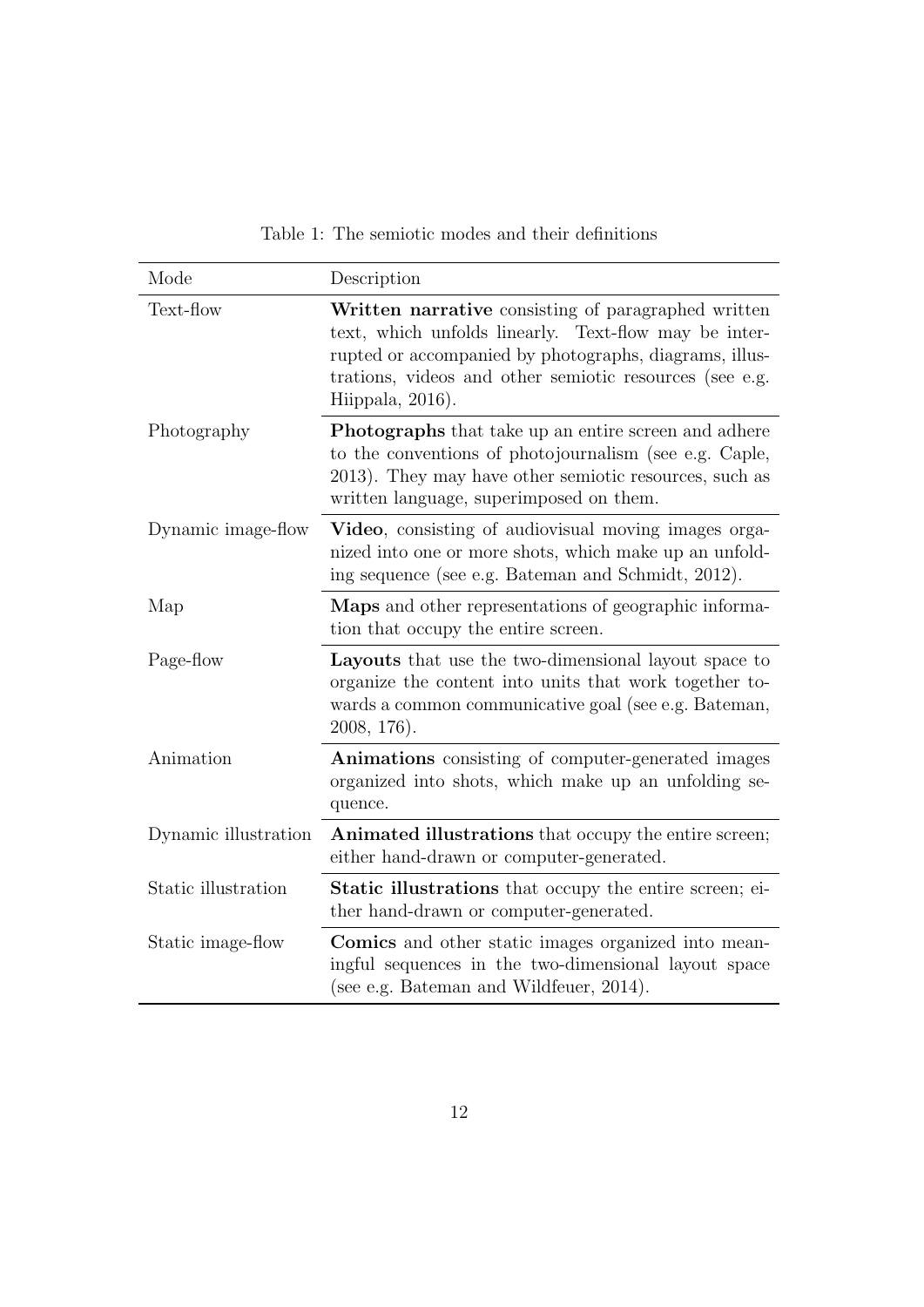Table 1: The semiotic modes and their definitions

| Mode | Description |
|---|---|
| Text-flow | **Written narrative** consisting of paragraphed written text, which unfolds linearly. Text-flow may be interrupted or accompanied by photographs, diagrams, illustrations, videos and other semiotic resources (see e.g. Hiippala, 2016). |
| Photography | **Photographs** that take up an entire screen and adhere to the conventions of photojournalism (see e.g. Caple, 2013). They may have other semiotic resources, such as written language, superimposed on them. |
| Dynamic image-flow | **Video**, consisting of audiovisual moving images organized into one or more shots, which make up an unfolding sequence (see e.g. Bateman and Schmidt, 2012). |
| Map | **Maps** and other representations of geographic information that occupy the entire screen. |
| Page-flow | **Layouts** that use the two-dimensional layout space to organize the content into units that work together towards a common communicative goal (see e.g. Bateman, 2008, 176). |
| Animation | **Animations** consisting of computer-generated images organized into shots, which make up an unfolding sequence. |
| Dynamic illustration | **Animated illustrations** that occupy the entire screen; either hand-drawn or computer-generated. |
| Static illustration | **Static illustrations** that occupy the entire screen; either hand-drawn or computer-generated. |
| Static image-flow | **Comics** and other static images organized into meaningful sequences in the two-dimensional layout space (see e.g. Bateman and Wildfeuer, 2014). |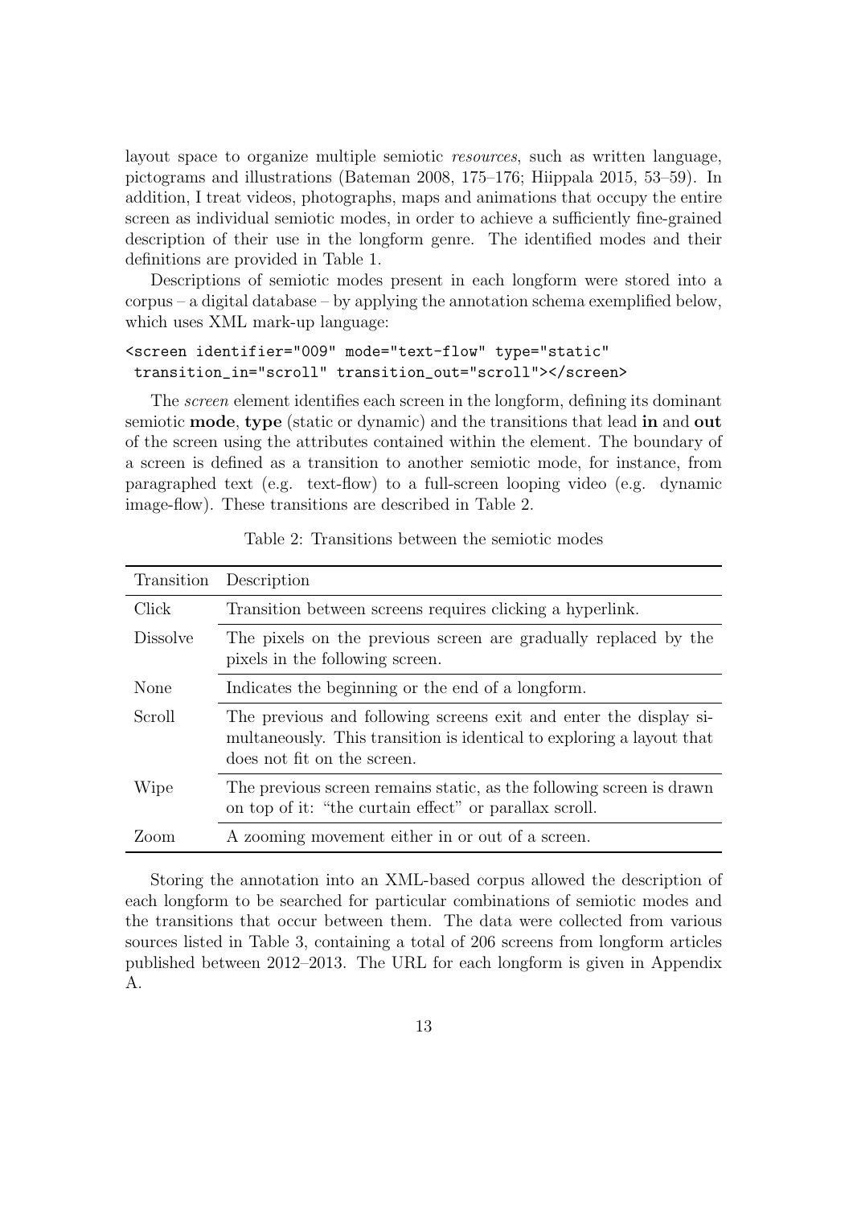layout space to organize multiple semiotic *resources*, such as written language, pictograms and illustrations (Bateman 2008, 175–176; Hiippala 2015, 53–59). In addition, I treat videos, photographs, maps and animations that occupy the entire screen as individual semiotic modes, in order to achieve a sufficiently fine-grained description of their use in the longform genre. The identified modes and their definitions are provided in Table 1.

Descriptions of semiotic modes present in each longform were stored into a corpus – a digital database – by applying the annotation schema exemplified below, which uses XML mark-up language:

```
<screen identifier="009" mode="text-flow" type="static"
 transition_in="scroll" transition_out="scroll"></screen>
```

The *screen* element identifies each screen in the longform, defining its dominant semiotic **mode**, **type** (static or dynamic) and the transitions that lead **in** and **out** of the screen using the attributes contained within the element. The boundary of a screen is defined as a transition to another semiotic mode, for instance, from paragraphed text (e.g. text-flow) to a full-screen looping video (e.g. dynamic image-flow). These transitions are described in Table 2.

Table 2: Transitions between the semiotic modes

| Transition | Description |
|---|---|
| Click | Transition between screens requires clicking a hyperlink. |
| Dissolve | The pixels on the previous screen are gradually replaced by the pixels in the following screen. |
| None | Indicates the beginning or the end of a longform. |
| Scroll | The previous and following screens exit and enter the display simultaneously. This transition is identical to exploring a layout that does not fit on the screen. |
| Wipe | The previous screen remains static, as the following screen is drawn on top of it: "the curtain effect" or parallax scroll. |
| Zoom | A zooming movement either in or out of a screen. |

Storing the annotation into an XML-based corpus allowed the description of each longform to be searched for particular combinations of semiotic modes and the transitions that occur between them. The data were collected from various sources listed in Table 3, containing a total of 206 screens from longform articles published between 2012–2013. The URL for each longform is given in Appendix A.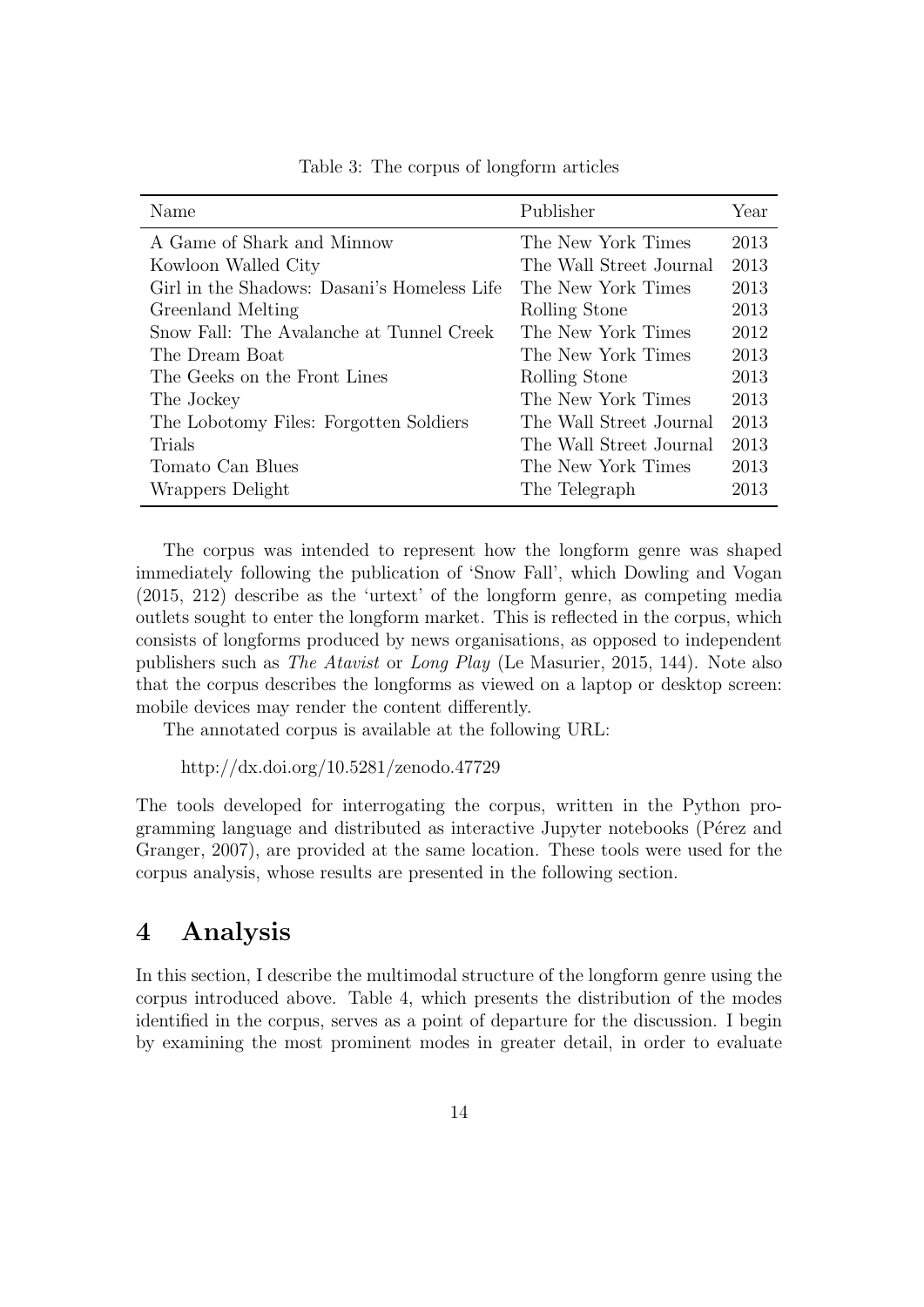Table 3: The corpus of longform articles

| Name | Publisher | Year |
|---|---|---|
| A Game of Shark and Minnow | The New York Times | 2013 |
| Kowloon Walled City | The Wall Street Journal | 2013 |
| Girl in the Shadows: Dasani's Homeless Life | The New York Times | 2013 |
| Greenland Melting | Rolling Stone | 2013 |
| Snow Fall: The Avalanche at Tunnel Creek | The New York Times | 2012 |
| The Dream Boat | The New York Times | 2013 |
| The Geeks on the Front Lines | Rolling Stone | 2013 |
| The Jockey | The New York Times | 2013 |
| The Lobotomy Files: Forgotten Soldiers | The Wall Street Journal | 2013 |
| Trials | The Wall Street Journal | 2013 |
| Tomato Can Blues | The New York Times | 2013 |
| Wrappers Delight | The Telegraph | 2013 |

The corpus was intended to represent how the longform genre was shaped immediately following the publication of 'Snow Fall', which Dowling and Vogan (2015, 212) describe as the 'urtext' of the longform genre, as competing media outlets sought to enter the longform market. This is reflected in the corpus, which consists of longforms produced by news organisations, as opposed to independent publishers such as *The Atavist* or *Long Play* (Le Masurier, 2015, 144). Note also that the corpus describes the longforms as viewed on a laptop or desktop screen: mobile devices may render the content differently.

The annotated corpus is available at the following URL:

http://dx.doi.org/10.5281/zenodo.47729

The tools developed for interrogating the corpus, written in the Python programming language and distributed as interactive Jupyter notebooks (Pérez and Granger, 2007), are provided at the same location. These tools were used for the corpus analysis, whose results are presented in the following section.

# 4 Analysis

In this section, I describe the multimodal structure of the longform genre using the corpus introduced above. Table 4, which presents the distribution of the modes identified in the corpus, serves as a point of departure for the discussion. I begin by examining the most prominent modes in greater detail, in order to evaluate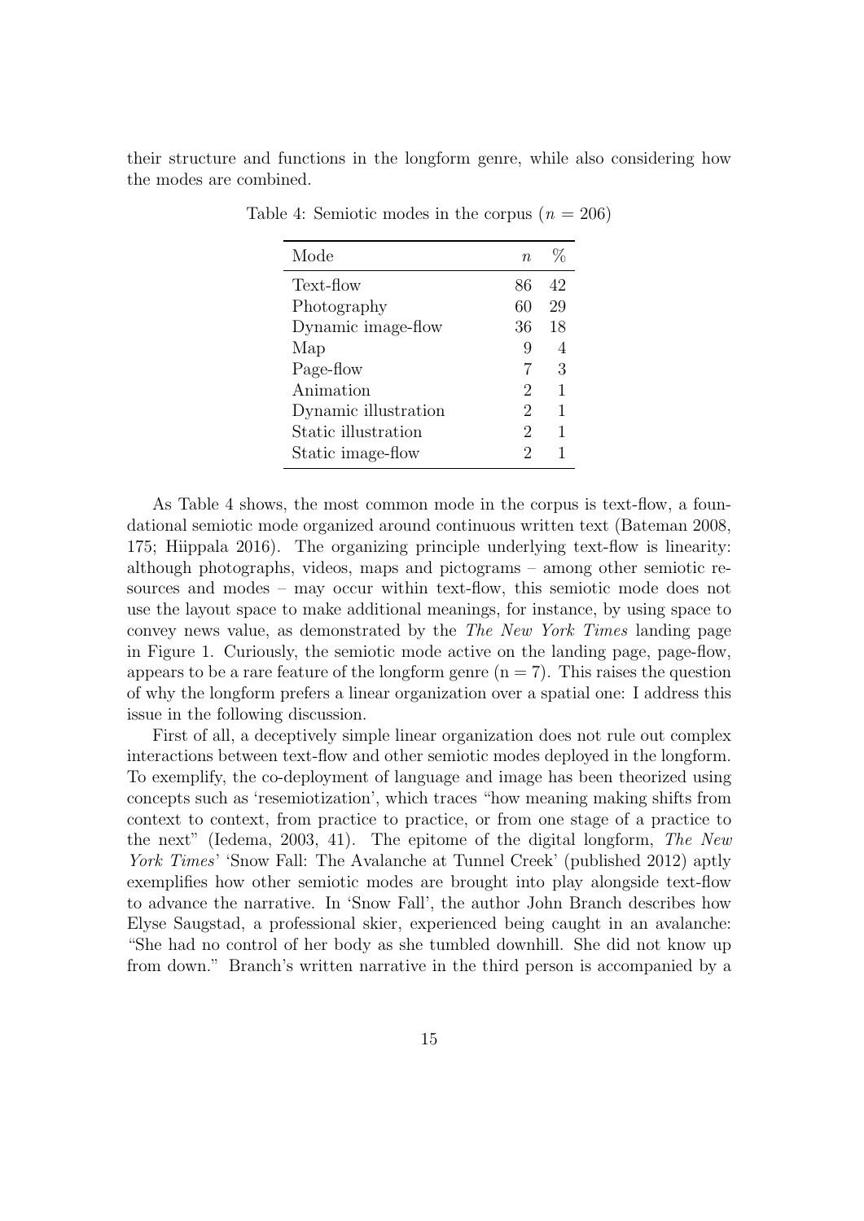their structure and functions in the longform genre, while also considering how the modes are combined.

Table 4: Semiotic modes in the corpus ($n$ = 206)

| Mode | $n$ | % |
|---|---|---|
| Text-flow | 86 | 42 |
| Photography | 60 | 29 |
| Dynamic image-flow | 36 | 18 |
| Map | 9 | 4 |
| Page-flow | 7 | 3 |
| Animation | 2 | 1 |
| Dynamic illustration | 2 | 1 |
| Static illustration | 2 | 1 |
| Static image-flow | 2 | 1 |

As Table 4 shows, the most common mode in the corpus is text-flow, a foundational semiotic mode organized around continuous written text (Bateman 2008, 175; Hiippala 2016). The organizing principle underlying text-flow is linearity: although photographs, videos, maps and pictograms – among other semiotic resources and modes – may occur within text-flow, this semiotic mode does not use the layout space to make additional meanings, for instance, by using space to convey news value, as demonstrated by the *The New York Times* landing page in Figure 1. Curiously, the semiotic mode active on the landing page, page-flow, appears to be a rare feature of the longform genre (n = 7). This raises the question of why the longform prefers a linear organization over a spatial one: I address this issue in the following discussion.

First of all, a deceptively simple linear organization does not rule out complex interactions between text-flow and other semiotic modes deployed in the longform. To exemplify, the co-deployment of language and image has been theorized using concepts such as 'resemiotization', which traces "how meaning making shifts from context to context, from practice to practice, or from one stage of a practice to the next" (Iedema, 2003, 41). The epitome of the digital longform, *The New York Times*' 'Snow Fall: The Avalanche at Tunnel Creek' (published 2012) aptly exemplifies how other semiotic modes are brought into play alongside text-flow to advance the narrative. In 'Snow Fall', the author John Branch describes how Elyse Saugstad, a professional skier, experienced being caught in an avalanche: "She had no control of her body as she tumbled downhill. She did not know up from down." Branch's written narrative in the third person is accompanied by a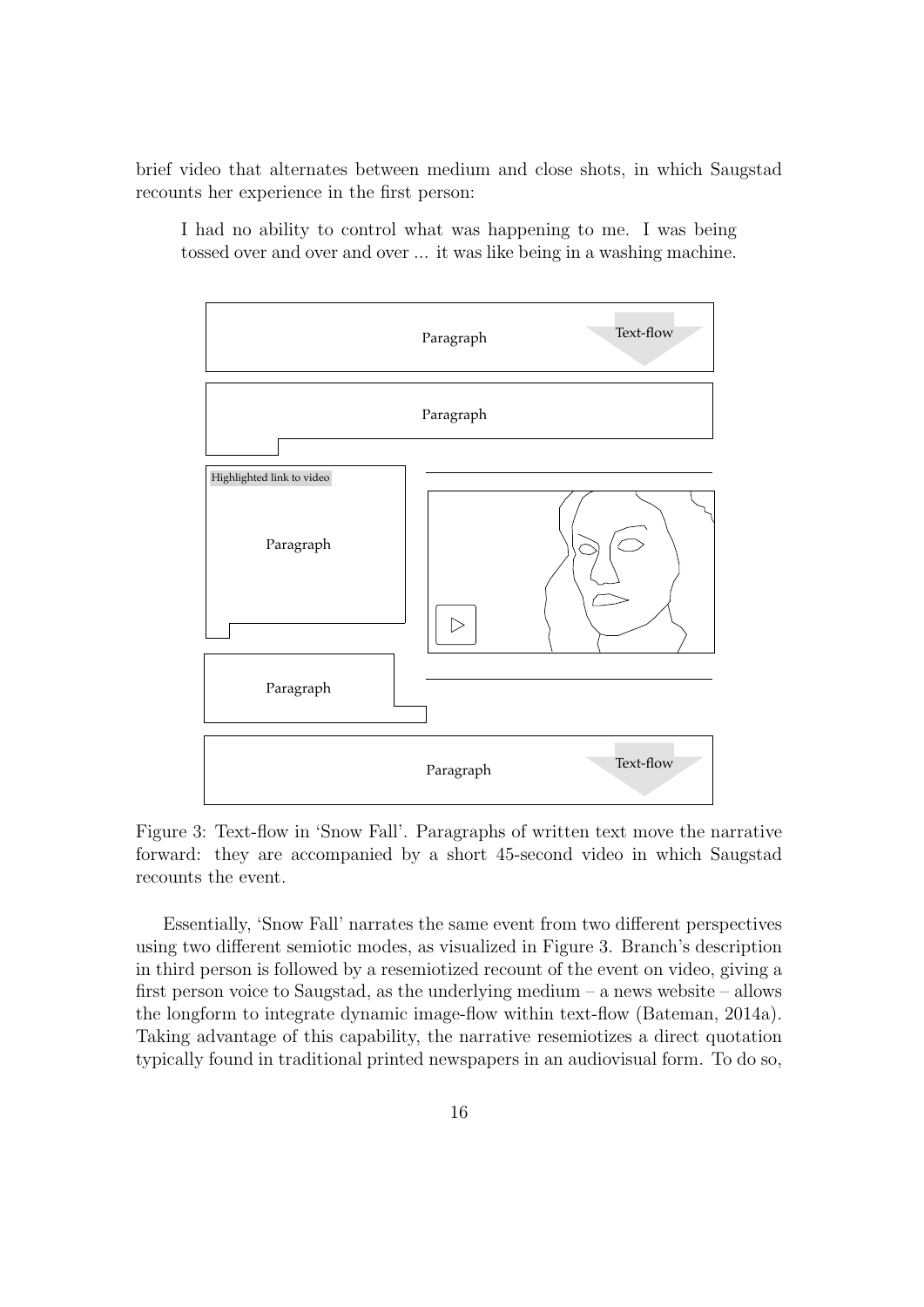brief video that alternates between medium and close shots, in which Saugstad recounts her experience in the first person:

> I had no ability to control what was happening to me. I was being tossed over and over and over ... it was like being in a washing machine.

Figure 3: Text-flow in 'Snow Fall'. Paragraphs of written text move the narrative forward: they are accompanied by a short 45-second video in which Saugstad recounts the event.

Essentially, 'Snow Fall' narrates the same event from two different perspectives using two different semiotic modes, as visualized in Figure 3. Branch's description in third person is followed by a resemiotized recount of the event on video, giving a first person voice to Saugstad, as the underlying medium – a news website – allows the longform to integrate dynamic image-flow within text-flow (Bateman, 2014a). Taking advantage of this capability, the narrative resemiotizes a direct quotation typically found in traditional printed newspapers in an audiovisual form. To do so,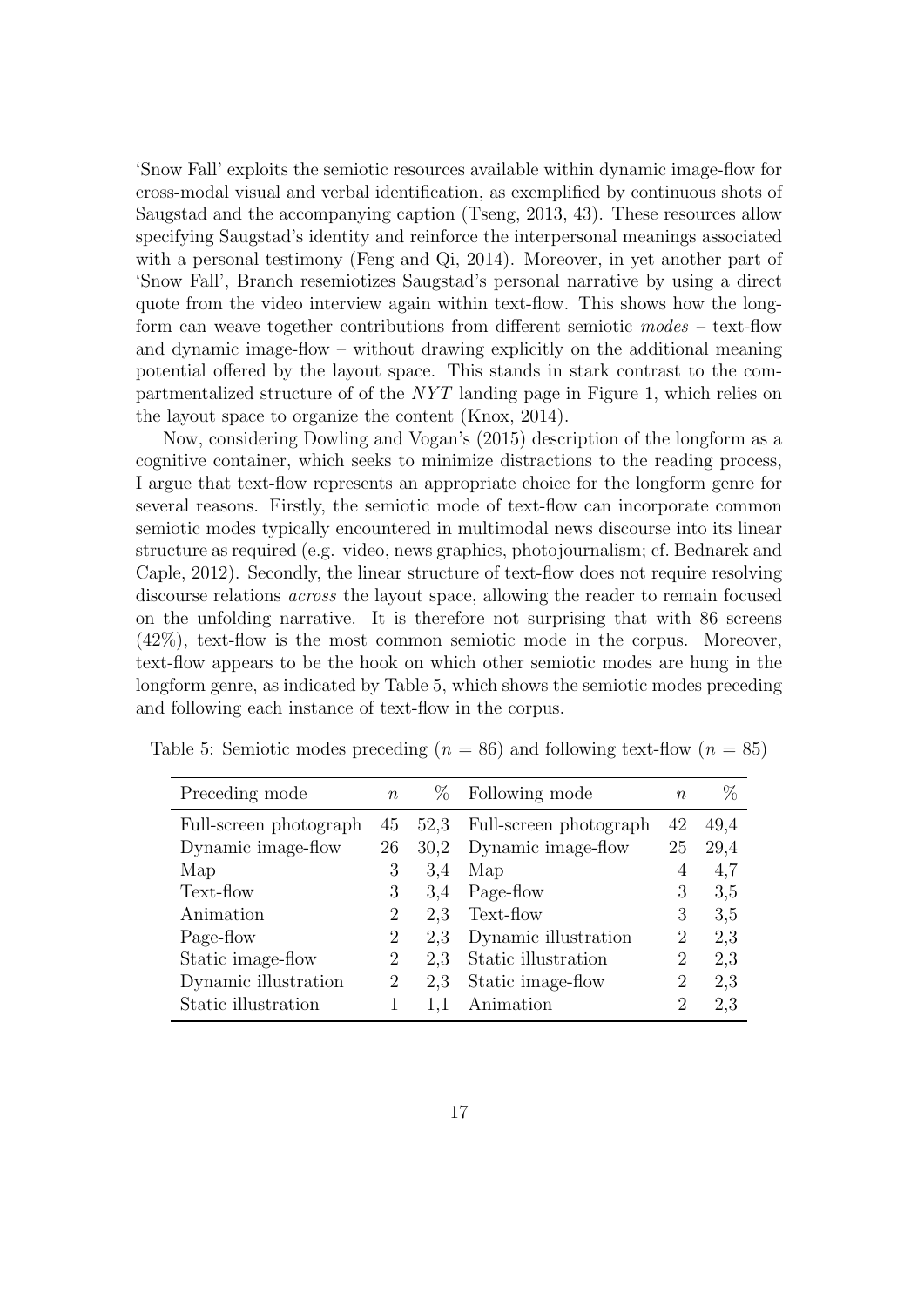'Snow Fall' exploits the semiotic resources available within dynamic image-flow for cross-modal visual and verbal identification, as exemplified by continuous shots of Saugstad and the accompanying caption (Tseng, 2013, 43). These resources allow specifying Saugstad's identity and reinforce the interpersonal meanings associated with a personal testimony (Feng and Qi, 2014). Moreover, in yet another part of 'Snow Fall', Branch resemiotizes Saugstad's personal narrative by using a direct quote from the video interview again within text-flow. This shows how the longform can weave together contributions from different semiotic *modes* – text-flow and dynamic image-flow – without drawing explicitly on the additional meaning potential offered by the layout space. This stands in stark contrast to the compartmentalized structure of of the *NYT* landing page in Figure 1, which relies on the layout space to organize the content (Knox, 2014).

Now, considering Dowling and Vogan's (2015) description of the longform as a cognitive container, which seeks to minimize distractions to the reading process, I argue that text-flow represents an appropriate choice for the longform genre for several reasons. Firstly, the semiotic mode of text-flow can incorporate common semiotic modes typically encountered in multimodal news discourse into its linear structure as required (e.g. video, news graphics, photojournalism; cf. Bednarek and Caple, 2012). Secondly, the linear structure of text-flow does not require resolving discourse relations *across* the layout space, allowing the reader to remain focused on the unfolding narrative. It is therefore not surprising that with 86 screens (42%), text-flow is the most common semiotic mode in the corpus. Moreover, text-flow appears to be the hook on which other semiotic modes are hung in the longform genre, as indicated by Table 5, which shows the semiotic modes preceding and following each instance of text-flow in the corpus.

Table 5: Semiotic modes preceding ($n = 86$) and following text-flow ($n = 85$)

| Preceding mode | $n$ | % | Following mode | $n$ | % |
|---|---|---|---|---|---|
| Full-screen photograph | 45 | 52,3 | Full-screen photograph | 42 | 49,4 |
| Dynamic image-flow | 26 | 30,2 | Dynamic image-flow | 25 | 29,4 |
| Map | 3 | 3,4 | Map | 4 | 4,7 |
| Text-flow | 3 | 3,4 | Page-flow | 3 | 3,5 |
| Animation | 2 | 2,3 | Text-flow | 3 | 3,5 |
| Page-flow | 2 | 2,3 | Dynamic illustration | 2 | 2,3 |
| Static image-flow | 2 | 2,3 | Static illustration | 2 | 2,3 |
| Dynamic illustration | 2 | 2,3 | Static image-flow | 2 | 2,3 |
| Static illustration | 1 | 1,1 | Animation | 2 | 2,3 |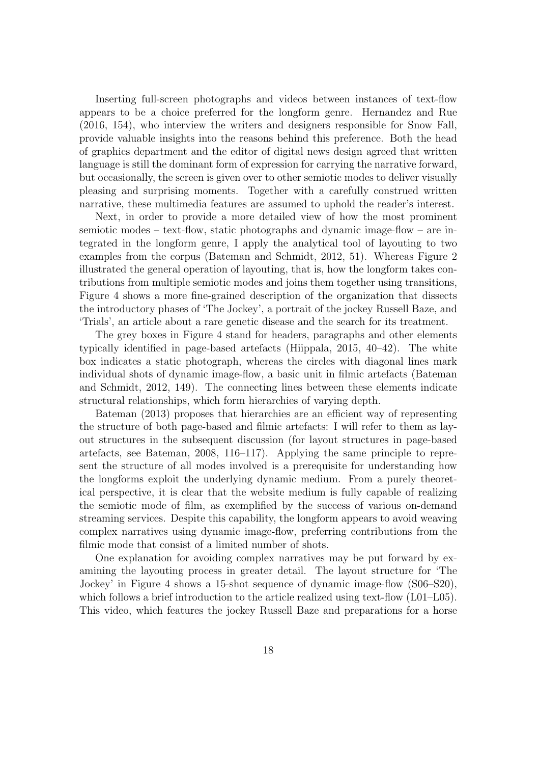Inserting full-screen photographs and videos between instances of text-flow appears to be a choice preferred for the longform genre. Hernandez and Rue (2016, 154), who interview the writers and designers responsible for Snow Fall, provide valuable insights into the reasons behind this preference. Both the head of graphics department and the editor of digital news design agreed that written language is still the dominant form of expression for carrying the narrative forward, but occasionally, the screen is given over to other semiotic modes to deliver visually pleasing and surprising moments. Together with a carefully construed written narrative, these multimedia features are assumed to uphold the reader's interest.

Next, in order to provide a more detailed view of how the most prominent semiotic modes – text-flow, static photographs and dynamic image-flow – are integrated in the longform genre, I apply the analytical tool of layouting to two examples from the corpus (Bateman and Schmidt, 2012, 51). Whereas Figure 2 illustrated the general operation of layouting, that is, how the longform takes contributions from multiple semiotic modes and joins them together using transitions, Figure 4 shows a more fine-grained description of the organization that dissects the introductory phases of 'The Jockey', a portrait of the jockey Russell Baze, and 'Trials', an article about a rare genetic disease and the search for its treatment.

The grey boxes in Figure 4 stand for headers, paragraphs and other elements typically identified in page-based artefacts (Hiippala, 2015, 40–42). The white box indicates a static photograph, whereas the circles with diagonal lines mark individual shots of dynamic image-flow, a basic unit in filmic artefacts (Bateman and Schmidt, 2012, 149). The connecting lines between these elements indicate structural relationships, which form hierarchies of varying depth.

Bateman (2013) proposes that hierarchies are an efficient way of representing the structure of both page-based and filmic artefacts: I will refer to them as layout structures in the subsequent discussion (for layout structures in page-based artefacts, see Bateman, 2008, 116–117). Applying the same principle to represent the structure of all modes involved is a prerequisite for understanding how the longforms exploit the underlying dynamic medium. From a purely theoretical perspective, it is clear that the website medium is fully capable of realizing the semiotic mode of film, as exemplified by the success of various on-demand streaming services. Despite this capability, the longform appears to avoid weaving complex narratives using dynamic image-flow, preferring contributions from the filmic mode that consist of a limited number of shots.

One explanation for avoiding complex narratives may be put forward by examining the layouting process in greater detail. The layout structure for 'The Jockey' in Figure 4 shows a 15-shot sequence of dynamic image-flow (S06–S20), which follows a brief introduction to the article realized using text-flow (L01–L05). This video, which features the jockey Russell Baze and preparations for a horse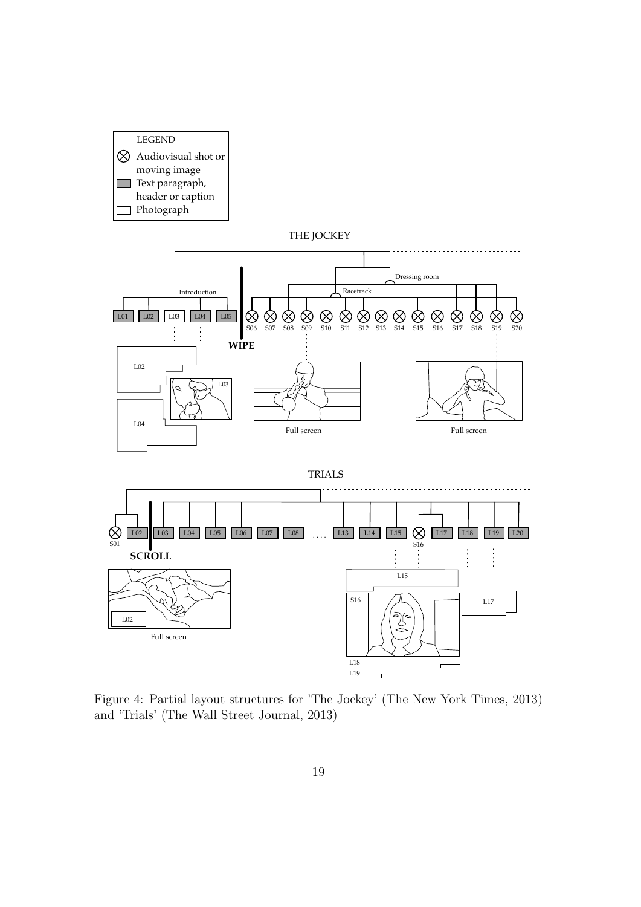Figure 4: Partial layout structures for 'The Jockey' (The New York Times, 2013) and 'Trials' (The Wall Street Journal, 2013)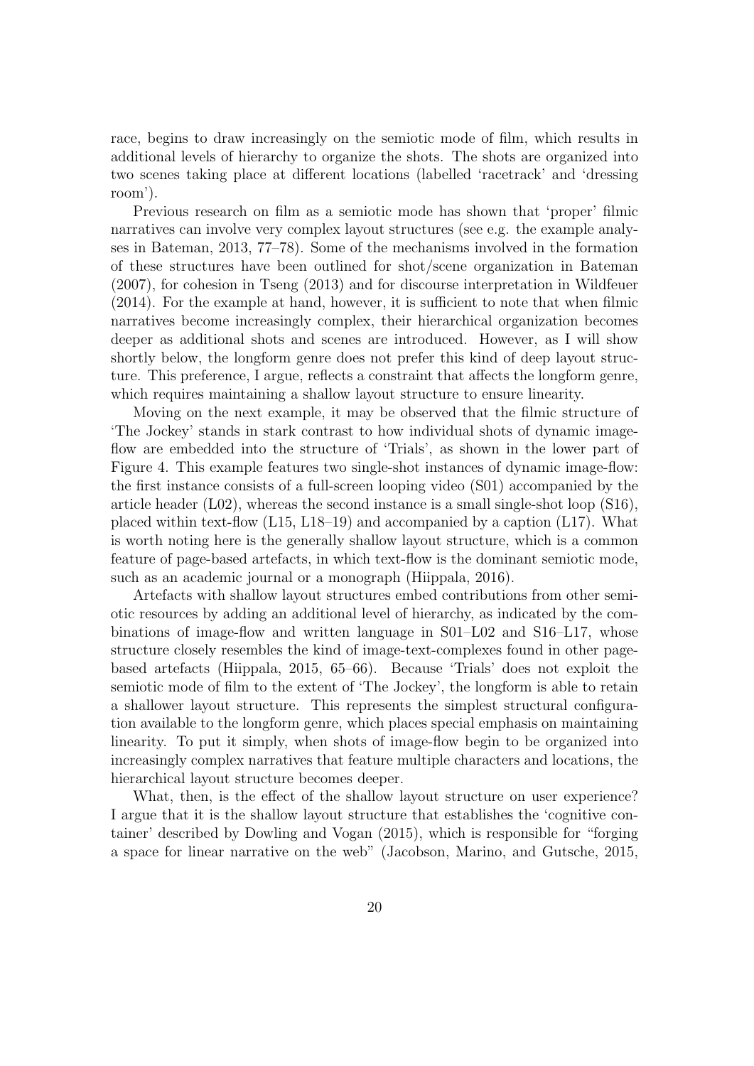race, begins to draw increasingly on the semiotic mode of film, which results in additional levels of hierarchy to organize the shots. The shots are organized into two scenes taking place at different locations (labelled 'racetrack' and 'dressing room').

Previous research on film as a semiotic mode has shown that 'proper' filmic narratives can involve very complex layout structures (see e.g. the example analyses in Bateman, 2013, 77–78). Some of the mechanisms involved in the formation of these structures have been outlined for shot/scene organization in Bateman (2007), for cohesion in Tseng (2013) and for discourse interpretation in Wildfeuer (2014). For the example at hand, however, it is sufficient to note that when filmic narratives become increasingly complex, their hierarchical organization becomes deeper as additional shots and scenes are introduced. However, as I will show shortly below, the longform genre does not prefer this kind of deep layout structure. This preference, I argue, reflects a constraint that affects the longform genre, which requires maintaining a shallow layout structure to ensure linearity.

Moving on the next example, it may be observed that the filmic structure of 'The Jockey' stands in stark contrast to how individual shots of dynamic image-flow are embedded into the structure of 'Trials', as shown in the lower part of Figure 4. This example features two single-shot instances of dynamic image-flow: the first instance consists of a full-screen looping video (S01) accompanied by the article header (L02), whereas the second instance is a small single-shot loop (S16), placed within text-flow (L15, L18–19) and accompanied by a caption (L17). What is worth noting here is the generally shallow layout structure, which is a common feature of page-based artefacts, in which text-flow is the dominant semiotic mode, such as an academic journal or a monograph (Hiippala, 2016).

Artefacts with shallow layout structures embed contributions from other semiotic resources by adding an additional level of hierarchy, as indicated by the combinations of image-flow and written language in S01–L02 and S16–L17, whose structure closely resembles the kind of image-text-complexes found in other page-based artefacts (Hiippala, 2015, 65–66). Because 'Trials' does not exploit the semiotic mode of film to the extent of 'The Jockey', the longform is able to retain a shallower layout structure. This represents the simplest structural configuration available to the longform genre, which places special emphasis on maintaining linearity. To put it simply, when shots of image-flow begin to be organized into increasingly complex narratives that feature multiple characters and locations, the hierarchical layout structure becomes deeper.

What, then, is the effect of the shallow layout structure on user experience? I argue that it is the shallow layout structure that establishes the 'cognitive container' described by Dowling and Vogan (2015), which is responsible for "forging a space for linear narrative on the web" (Jacobson, Marino, and Gutsche, 2015,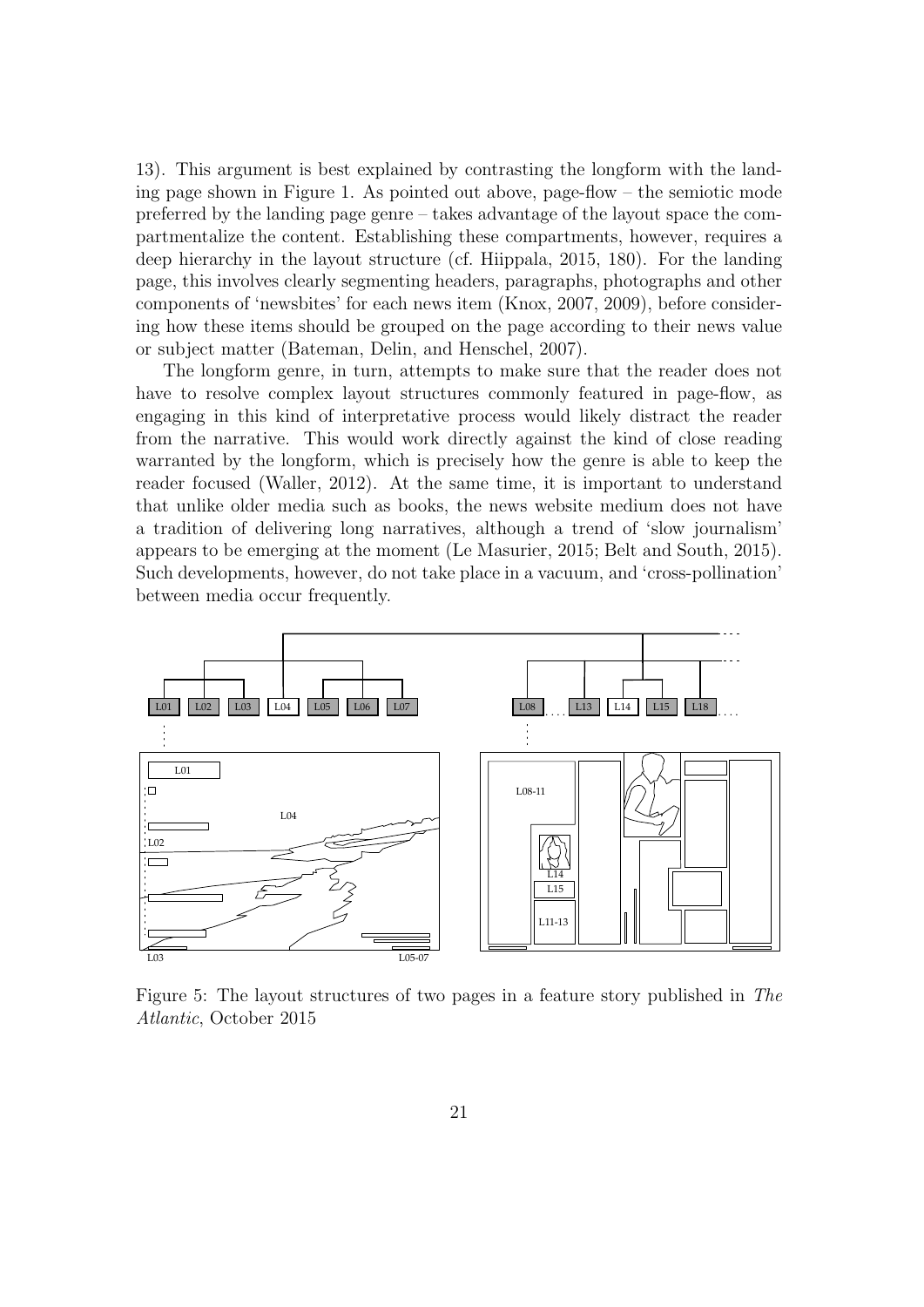13). This argument is best explained by contrasting the longform with the landing page shown in Figure 1. As pointed out above, page-flow – the semiotic mode preferred by the landing page genre – takes advantage of the layout space the compartmentalize the content. Establishing these compartments, however, requires a deep hierarchy in the layout structure (cf. Hiippala, 2015, 180). For the landing page, this involves clearly segmenting headers, paragraphs, photographs and other components of 'newsbites' for each news item (Knox, 2007, 2009), before considering how these items should be grouped on the page according to their news value or subject matter (Bateman, Delin, and Henschel, 2007).

The longform genre, in turn, attempts to make sure that the reader does not have to resolve complex layout structures commonly featured in page-flow, as engaging in this kind of interpretative process would likely distract the reader from the narrative. This would work directly against the kind of close reading warranted by the longform, which is precisely how the genre is able to keep the reader focused (Waller, 2012). At the same time, it is important to understand that unlike older media such as books, the news website medium does not have a tradition of delivering long narratives, although a trend of 'slow journalism' appears to be emerging at the moment (Le Masurier, 2015; Belt and South, 2015). Such developments, however, do not take place in a vacuum, and 'cross-pollination' between media occur frequently.

Figure 5: The layout structures of two pages in a feature story published in *The Atlantic*, October 2015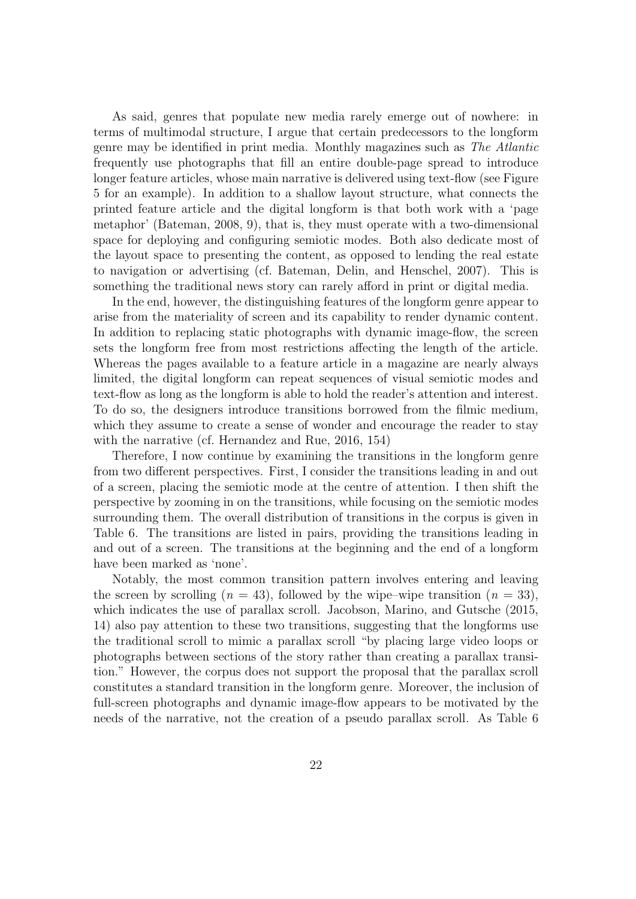As said, genres that populate new media rarely emerge out of nowhere: in terms of multimodal structure, I argue that certain predecessors to the longform genre may be identified in print media. Monthly magazines such as *The Atlantic* frequently use photographs that fill an entire double-page spread to introduce longer feature articles, whose main narrative is delivered using text-flow (see Figure 5 for an example). In addition to a shallow layout structure, what connects the printed feature article and the digital longform is that both work with a 'page metaphor' (Bateman, 2008, 9), that is, they must operate with a two-dimensional space for deploying and configuring semiotic modes. Both also dedicate most of the layout space to presenting the content, as opposed to lending the real estate to navigation or advertising (cf. Bateman, Delin, and Henschel, 2007). This is something the traditional news story can rarely afford in print or digital media.

In the end, however, the distinguishing features of the longform genre appear to arise from the materiality of screen and its capability to render dynamic content. In addition to replacing static photographs with dynamic image-flow, the screen sets the longform free from most restrictions affecting the length of the article. Whereas the pages available to a feature article in a magazine are nearly always limited, the digital longform can repeat sequences of visual semiotic modes and text-flow as long as the longform is able to hold the reader's attention and interest. To do so, the designers introduce transitions borrowed from the filmic medium, which they assume to create a sense of wonder and encourage the reader to stay with the narrative (cf. Hernandez and Rue, 2016, 154)

Therefore, I now continue by examining the transitions in the longform genre from two different perspectives. First, I consider the transitions leading in and out of a screen, placing the semiotic mode at the centre of attention. I then shift the perspective by zooming in on the transitions, while focusing on the semiotic modes surrounding them. The overall distribution of transitions in the corpus is given in Table 6. The transitions are listed in pairs, providing the transitions leading in and out of a screen. The transitions at the beginning and the end of a longform have been marked as 'none'.

Notably, the most common transition pattern involves entering and leaving the screen by scrolling ($n = 43$), followed by the wipe–wipe transition ($n = 33$), which indicates the use of parallax scroll. Jacobson, Marino, and Gutsche (2015, 14) also pay attention to these two transitions, suggesting that the longforms use the traditional scroll to mimic a parallax scroll "by placing large video loops or photographs between sections of the story rather than creating a parallax transition." However, the corpus does not support the proposal that the parallax scroll constitutes a standard transition in the longform genre. Moreover, the inclusion of full-screen photographs and dynamic image-flow appears to be motivated by the needs of the narrative, not the creation of a pseudo parallax scroll. As Table 6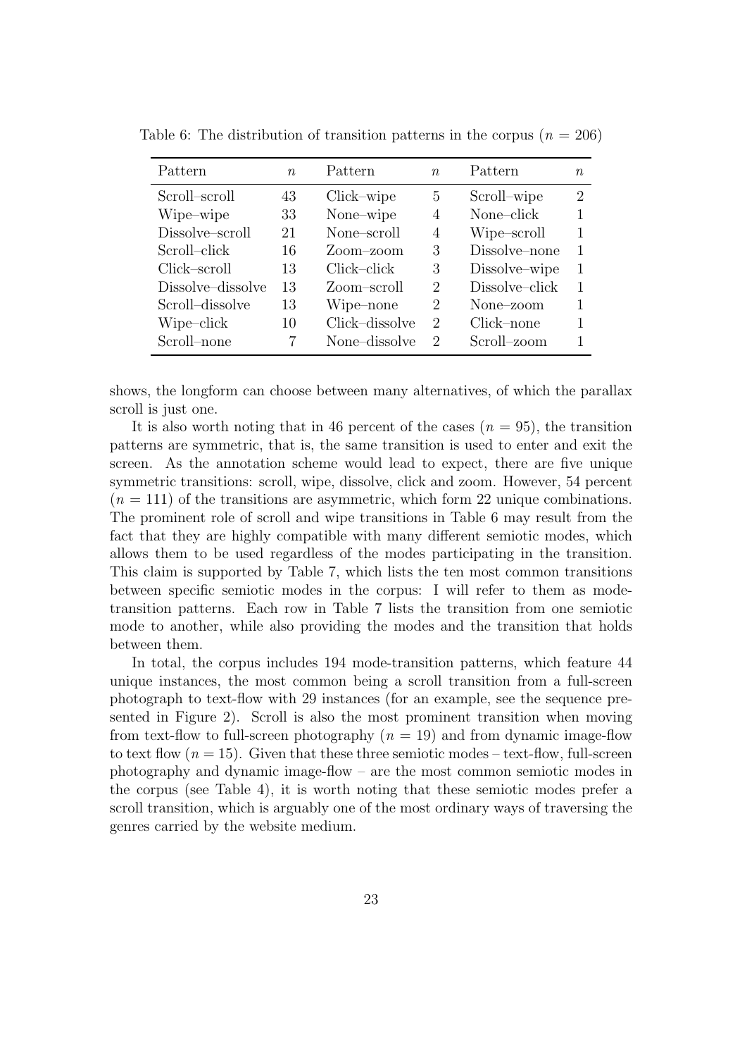Table 6: The distribution of transition patterns in the corpus ($n = 206$)

| Pattern | $n$ | Pattern | $n$ | Pattern | $n$ |
|---|---|---|---|---|---|
| Scroll–scroll | 43 | Click–wipe | 5 | Scroll–wipe | 2 |
| Wipe–wipe | 33 | None–wipe | 4 | None–click | 1 |
| Dissolve–scroll | 21 | None–scroll | 4 | Wipe–scroll | 1 |
| Scroll–click | 16 | Zoom–zoom | 3 | Dissolve–none | 1 |
| Click–scroll | 13 | Click–click | 3 | Dissolve–wipe | 1 |
| Dissolve–dissolve | 13 | Zoom–scroll | 2 | Dissolve–click | 1 |
| Scroll–dissolve | 13 | Wipe–none | 2 | None–zoom | 1 |
| Wipe–click | 10 | Click–dissolve | 2 | Click–none | 1 |
| Scroll–none | 7 | None–dissolve | 2 | Scroll–zoom | 1 |

shows, the longform can choose between many alternatives, of which the parallax scroll is just one.

It is also worth noting that in 46 percent of the cases ($n = 95$), the transition patterns are symmetric, that is, the same transition is used to enter and exit the screen. As the annotation scheme would lead to expect, there are five unique symmetric transitions: scroll, wipe, dissolve, click and zoom. However, 54 percent ($n = 111$) of the transitions are asymmetric, which form 22 unique combinations. The prominent role of scroll and wipe transitions in Table 6 may result from the fact that they are highly compatible with many different semiotic modes, which allows them to be used regardless of the modes participating in the transition. This claim is supported by Table 7, which lists the ten most common transitions between specific semiotic modes in the corpus: I will refer to them as mode-transition patterns. Each row in Table 7 lists the transition from one semiotic mode to another, while also providing the modes and the transition that holds between them.

In total, the corpus includes 194 mode-transition patterns, which feature 44 unique instances, the most common being a scroll transition from a full-screen photograph to text-flow with 29 instances (for an example, see the sequence presented in Figure 2). Scroll is also the most prominent transition when moving from text-flow to full-screen photography ($n = 19$) and from dynamic image-flow to text flow ($n = 15$). Given that these three semiotic modes – text-flow, full-screen photography and dynamic image-flow – are the most common semiotic modes in the corpus (see Table 4), it is worth noting that these semiotic modes prefer a scroll transition, which is arguably one of the most ordinary ways of traversing the genres carried by the website medium.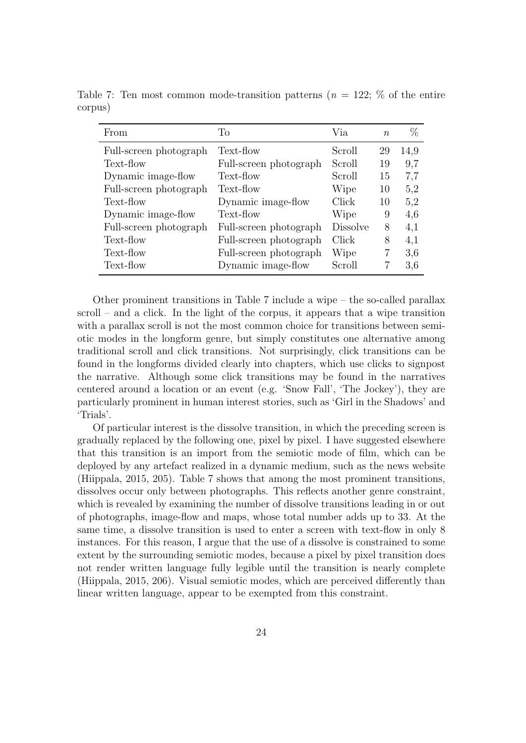Table 7: Ten most common mode-transition patterns ($n = 122$; % of the entire corpus)

| From | To | Via | $n$ | % |
|---|---|---|---|---|
| Full-screen photograph | Text-flow | Scroll | 29 | 14,9 |
| Text-flow | Full-screen photograph | Scroll | 19 | 9,7 |
| Dynamic image-flow | Text-flow | Scroll | 15 | 7,7 |
| Full-screen photograph | Text-flow | Wipe | 10 | 5,2 |
| Text-flow | Dynamic image-flow | Click | 10 | 5,2 |
| Dynamic image-flow | Text-flow | Wipe | 9 | 4,6 |
| Full-screen photograph | Full-screen photograph | Dissolve | 8 | 4,1 |
| Text-flow | Full-screen photograph | Click | 8 | 4,1 |
| Text-flow | Full-screen photograph | Wipe | 7 | 3,6 |
| Text-flow | Dynamic image-flow | Scroll | 7 | 3,6 |

Other prominent transitions in Table 7 include a wipe – the so-called parallax scroll – and a click. In the light of the corpus, it appears that a wipe transition with a parallax scroll is not the most common choice for transitions between semiotic modes in the longform genre, but simply constitutes one alternative among traditional scroll and click transitions. Not surprisingly, click transitions can be found in the longforms divided clearly into chapters, which use clicks to signpost the narrative. Although some click transitions may be found in the narratives centered around a location or an event (e.g. 'Snow Fall', 'The Jockey'), they are particularly prominent in human interest stories, such as 'Girl in the Shadows' and 'Trials'.

Of particular interest is the dissolve transition, in which the preceding screen is gradually replaced by the following one, pixel by pixel. I have suggested elsewhere that this transition is an import from the semiotic mode of film, which can be deployed by any artefact realized in a dynamic medium, such as the news website (Hiippala, 2015, 205). Table 7 shows that among the most prominent transitions, dissolves occur only between photographs. This reflects another genre constraint, which is revealed by examining the number of dissolve transitions leading in or out of photographs, image-flow and maps, whose total number adds up to 33. At the same time, a dissolve transition is used to enter a screen with text-flow in only 8 instances. For this reason, I argue that the use of a dissolve is constrained to some extent by the surrounding semiotic modes, because a pixel by pixel transition does not render written language fully legible until the transition is nearly complete (Hiippala, 2015, 206). Visual semiotic modes, which are perceived differently than linear written language, appear to be exempted from this constraint.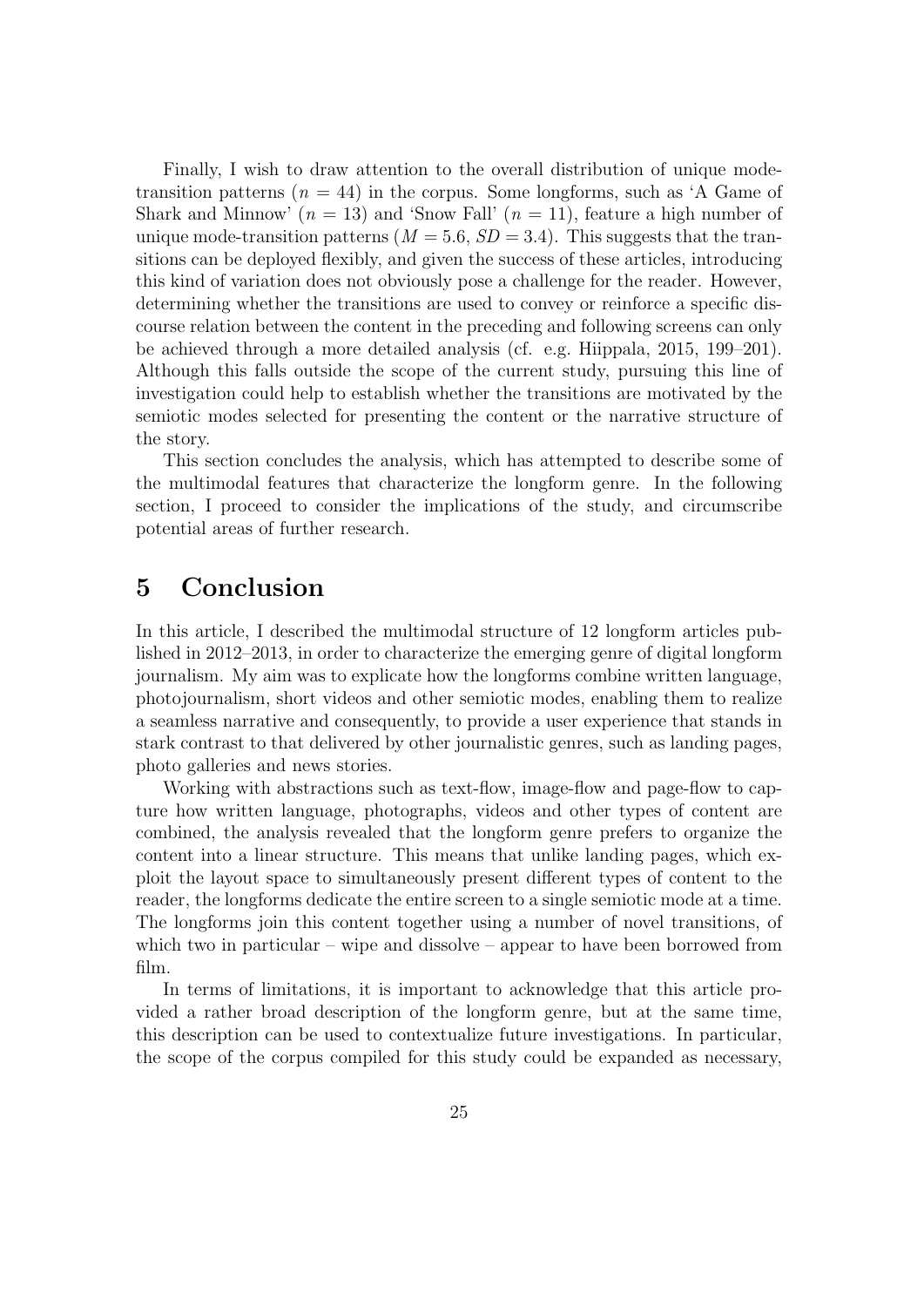Finally, I wish to draw attention to the overall distribution of unique mode-transition patterns ($n = 44$) in the corpus. Some longforms, such as 'A Game of Shark and Minnow' ($n = 13$) and 'Snow Fall' ($n = 11$), feature a high number of unique mode-transition patterns ($M = 5.6$, $SD = 3.4$). This suggests that the transitions can be deployed flexibly, and given the success of these articles, introducing this kind of variation does not obviously pose a challenge for the reader. However, determining whether the transitions are used to convey or reinforce a specific discourse relation between the content in the preceding and following screens can only be achieved through a more detailed analysis (cf. e.g. Hiippala, 2015, 199–201). Although this falls outside the scope of the current study, pursuing this line of investigation could help to establish whether the transitions are motivated by the semiotic modes selected for presenting the content or the narrative structure of the story.

This section concludes the analysis, which has attempted to describe some of the multimodal features that characterize the longform genre. In the following section, I proceed to consider the implications of the study, and circumscribe potential areas of further research.

# 5 Conclusion

In this article, I described the multimodal structure of 12 longform articles published in 2012–2013, in order to characterize the emerging genre of digital longform journalism. My aim was to explicate how the longforms combine written language, photojournalism, short videos and other semiotic modes, enabling them to realize a seamless narrative and consequently, to provide a user experience that stands in stark contrast to that delivered by other journalistic genres, such as landing pages, photo galleries and news stories.

Working with abstractions such as text-flow, image-flow and page-flow to capture how written language, photographs, videos and other types of content are combined, the analysis revealed that the longform genre prefers to organize the content into a linear structure. This means that unlike landing pages, which exploit the layout space to simultaneously present different types of content to the reader, the longforms dedicate the entire screen to a single semiotic mode at a time. The longforms join this content together using a number of novel transitions, of which two in particular – wipe and dissolve – appear to have been borrowed from film.

In terms of limitations, it is important to acknowledge that this article provided a rather broad description of the longform genre, but at the same time, this description can be used to contextualize future investigations. In particular, the scope of the corpus compiled for this study could be expanded as necessary,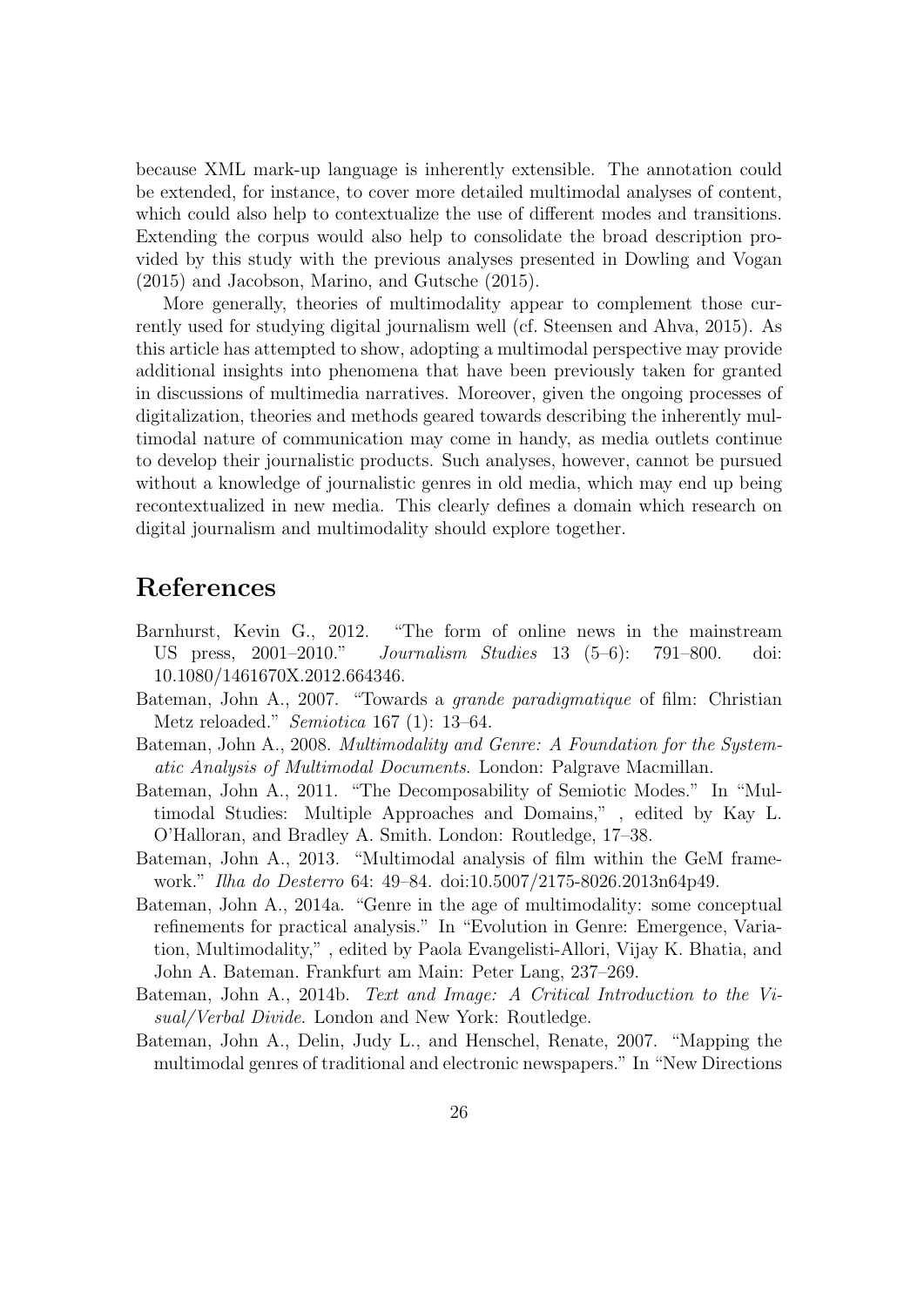because XML mark-up language is inherently extensible. The annotation could be extended, for instance, to cover more detailed multimodal analyses of content, which could also help to contextualize the use of different modes and transitions. Extending the corpus would also help to consolidate the broad description provided by this study with the previous analyses presented in Dowling and Vogan (2015) and Jacobson, Marino, and Gutsche (2015).

More generally, theories of multimodality appear to complement those currently used for studying digital journalism well (cf. Steensen and Ahva, 2015). As this article has attempted to show, adopting a multimodal perspective may provide additional insights into phenomena that have been previously taken for granted in discussions of multimedia narratives. Moreover, given the ongoing processes of digitalization, theories and methods geared towards describing the inherently multimodal nature of communication may come in handy, as media outlets continue to develop their journalistic products. Such analyses, however, cannot be pursued without a knowledge of journalistic genres in old media, which may end up being recontextualized in new media. This clearly defines a domain which research on digital journalism and multimodality should explore together.

# References

Barnhurst, Kevin G., 2012. "The form of online news in the mainstream US press, 2001–2010." *Journalism Studies* 13 (5–6): 791–800. doi: 10.1080/1461670X.2012.664346.

Bateman, John A., 2007. "Towards a *grande paradigmatique* of film: Christian Metz reloaded." *Semiotica* 167 (1): 13–64.

Bateman, John A., 2008. *Multimodality and Genre: A Foundation for the Systematic Analysis of Multimodal Documents*. London: Palgrave Macmillan.

Bateman, John A., 2011. "The Decomposability of Semiotic Modes." In "Multimodal Studies: Multiple Approaches and Domains," , edited by Kay L. O'Halloran, and Bradley A. Smith. London: Routledge, 17–38.

Bateman, John A., 2013. "Multimodal analysis of film within the GeM framework." *Ilha do Desterro* 64: 49–84. doi:10.5007/2175-8026.2013n64p49.

Bateman, John A., 2014a. "Genre in the age of multimodality: some conceptual refinements for practical analysis." In "Evolution in Genre: Emergence, Variation, Multimodality," , edited by Paola Evangelisti-Allori, Vijay K. Bhatia, and John A. Bateman. Frankfurt am Main: Peter Lang, 237–269.

Bateman, John A., 2014b. *Text and Image: A Critical Introduction to the Visual/Verbal Divide*. London and New York: Routledge.

Bateman, John A., Delin, Judy L., and Henschel, Renate, 2007. "Mapping the multimodal genres of traditional and electronic newspapers." In "New Directions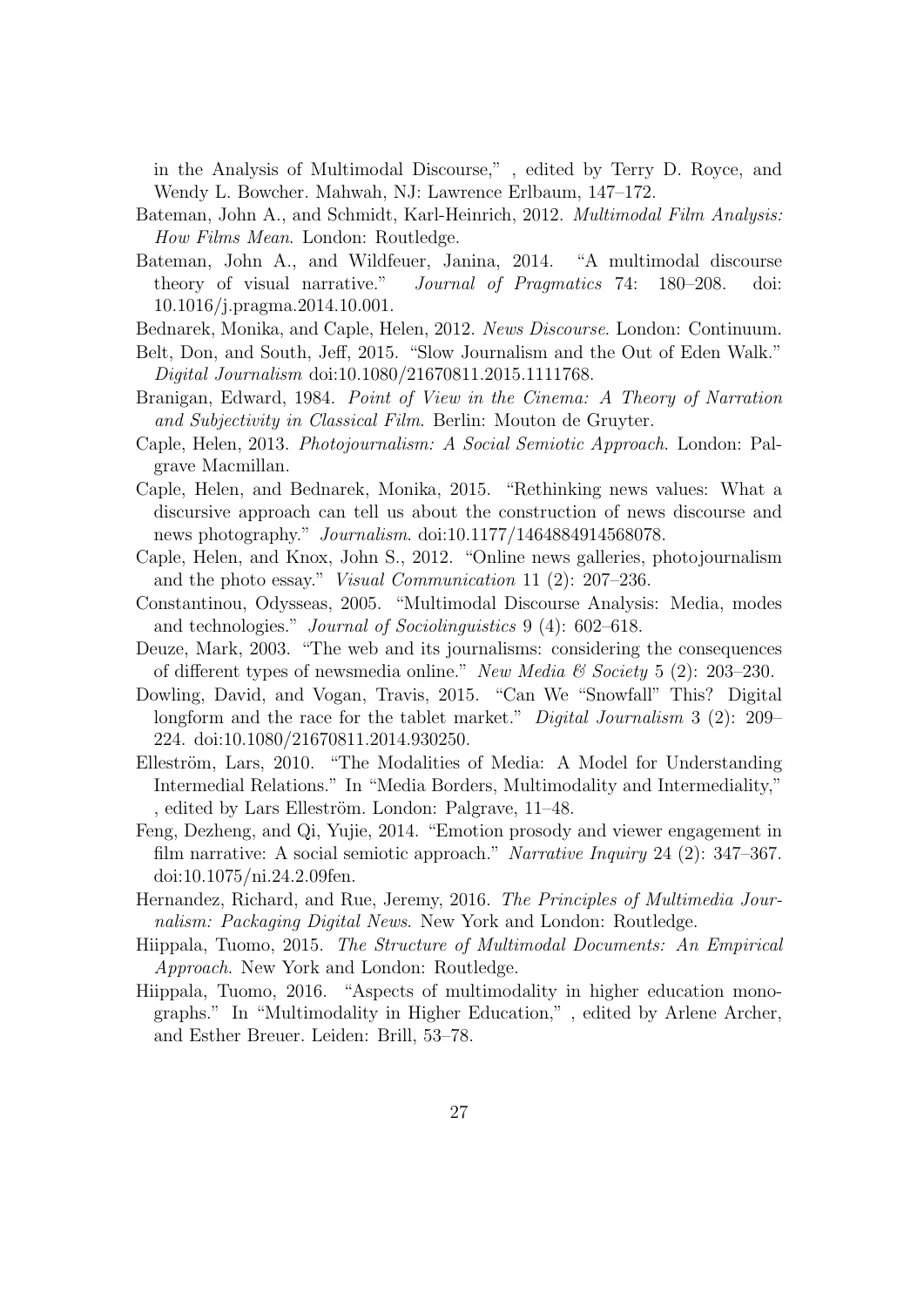in the Analysis of Multimodal Discourse," , edited by Terry D. Royce, and Wendy L. Bowcher. Mahwah, NJ: Lawrence Erlbaum, 147–172.

Bateman, John A., and Schmidt, Karl-Heinrich, 2012. *Multimodal Film Analysis: How Films Mean*. London: Routledge.

Bateman, John A., and Wildfeuer, Janina, 2014. "A multimodal discourse theory of visual narrative." *Journal of Pragmatics* 74: 180–208. doi: 10.1016/j.pragma.2014.10.001.

Bednarek, Monika, and Caple, Helen, 2012. *News Discourse*. London: Continuum.

Belt, Don, and South, Jeff, 2015. "Slow Journalism and the Out of Eden Walk." *Digital Journalism* doi:10.1080/21670811.2015.1111768.

Branigan, Edward, 1984. *Point of View in the Cinema: A Theory of Narration and Subjectivity in Classical Film*. Berlin: Mouton de Gruyter.

Caple, Helen, 2013. *Photojournalism: A Social Semiotic Approach*. London: Palgrave Macmillan.

Caple, Helen, and Bednarek, Monika, 2015. "Rethinking news values: What a discursive approach can tell us about the construction of news discourse and news photography." *Journalism*. doi:10.1177/1464884914568078.

Caple, Helen, and Knox, John S., 2012. "Online news galleries, photojournalism and the photo essay." *Visual Communication* 11 (2): 207–236.

Constantinou, Odysseas, 2005. "Multimodal Discourse Analysis: Media, modes and technologies." *Journal of Sociolinguistics* 9 (4): 602–618.

Deuze, Mark, 2003. "The web and its journalisms: considering the consequences of different types of newsmedia online." *New Media & Society* 5 (2): 203–230.

Dowling, David, and Vogan, Travis, 2015. "Can We "Snowfall" This? Digital longform and the race for the tablet market." *Digital Journalism* 3 (2): 209–224. doi:10.1080/21670811.2014.930250.

Elleström, Lars, 2010. "The Modalities of Media: A Model for Understanding Intermedial Relations." In "Media Borders, Multimodality and Intermediality," , edited by Lars Elleström. London: Palgrave, 11–48.

Feng, Dezheng, and Qi, Yujie, 2014. "Emotion prosody and viewer engagement in film narrative: A social semiotic approach." *Narrative Inquiry* 24 (2): 347–367. doi:10.1075/ni.24.2.09fen.

Hernandez, Richard, and Rue, Jeremy, 2016. *The Principles of Multimedia Journalism: Packaging Digital News*. New York and London: Routledge.

Hiippala, Tuomo, 2015. *The Structure of Multimodal Documents: An Empirical Approach*. New York and London: Routledge.

Hiippala, Tuomo, 2016. "Aspects of multimodality in higher education monographs." In "Multimodality in Higher Education," , edited by Arlene Archer, and Esther Breuer. Leiden: Brill, 53–78.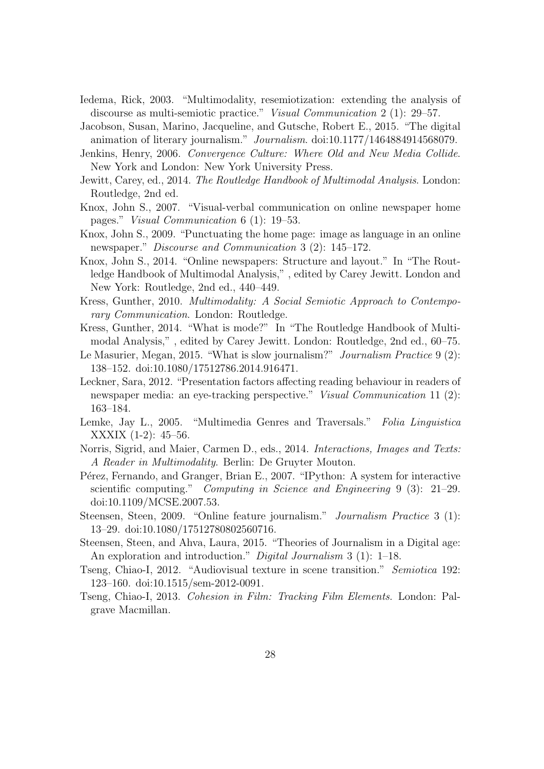Iedema, Rick, 2003. "Multimodality, resemiotization: extending the analysis of discourse as multi-semiotic practice." *Visual Communication* 2 (1): 29–57.

Jacobson, Susan, Marino, Jacqueline, and Gutsche, Robert E., 2015. "The digital animation of literary journalism." *Journalism*. doi:10.1177/1464884914568079.

Jenkins, Henry, 2006. *Convergence Culture: Where Old and New Media Collide*. New York and London: New York University Press.

Jewitt, Carey, ed., 2014. *The Routledge Handbook of Multimodal Analysis*. London: Routledge, 2nd ed.

Knox, John S., 2007. "Visual-verbal communication on online newspaper home pages." *Visual Communication* 6 (1): 19–53.

Knox, John S., 2009. "Punctuating the home page: image as language in an online newspaper." *Discourse and Communication* 3 (2): 145–172.

Knox, John S., 2014. "Online newspapers: Structure and layout." In "The Routledge Handbook of Multimodal Analysis," , edited by Carey Jewitt. London and New York: Routledge, 2nd ed., 440–449.

Kress, Gunther, 2010. *Multimodality: A Social Semiotic Approach to Contemporary Communication*. London: Routledge.

Kress, Gunther, 2014. "What is mode?" In "The Routledge Handbook of Multimodal Analysis," , edited by Carey Jewitt. London: Routledge, 2nd ed., 60–75.

Le Masurier, Megan, 2015. "What is slow journalism?" *Journalism Practice* 9 (2): 138–152. doi:10.1080/17512786.2014.916471.

Leckner, Sara, 2012. "Presentation factors affecting reading behaviour in readers of newspaper media: an eye-tracking perspective." *Visual Communication* 11 (2): 163–184.

Lemke, Jay L., 2005. "Multimedia Genres and Traversals." *Folia Linguistica* XXXIX (1-2): 45–56.

Norris, Sigrid, and Maier, Carmen D., eds., 2014. *Interactions, Images and Texts: A Reader in Multimodality*. Berlin: De Gruyter Mouton.

Pérez, Fernando, and Granger, Brian E., 2007. "IPython: A system for interactive scientific computing." *Computing in Science and Engineering* 9 (3): 21–29. doi:10.1109/MCSE.2007.53.

Steensen, Steen, 2009. "Online feature journalism." *Journalism Practice* 3 (1): 13–29. doi:10.1080/17512780802560716.

Steensen, Steen, and Ahva, Laura, 2015. "Theories of Journalism in a Digital age: An exploration and introduction." *Digital Journalism* 3 (1): 1–18.

Tseng, Chiao-I, 2012. "Audiovisual texture in scene transition." *Semiotica* 192: 123–160. doi:10.1515/sem-2012-0091.

Tseng, Chiao-I, 2013. *Cohesion in Film: Tracking Film Elements*. London: Palgrave Macmillan.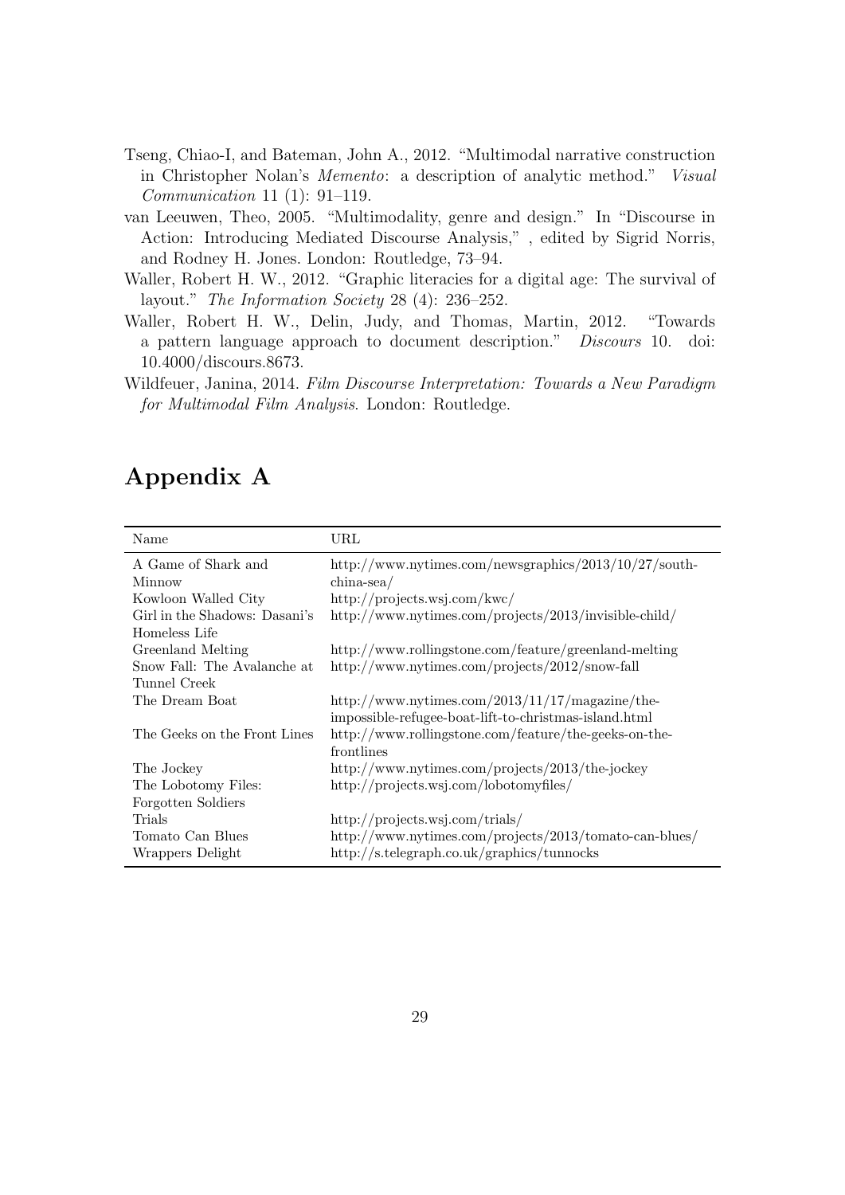Tseng, Chiao-I, and Bateman, John A., 2012. "Multimodal narrative construction in Christopher Nolan's *Memento*: a description of analytic method." *Visual Communication* 11 (1): 91–119.

van Leeuwen, Theo, 2005. "Multimodality, genre and design." In "Discourse in Action: Introducing Mediated Discourse Analysis," , edited by Sigrid Norris, and Rodney H. Jones. London: Routledge, 73–94.

Waller, Robert H. W., 2012. "Graphic literacies for a digital age: The survival of layout." *The Information Society* 28 (4): 236–252.

Waller, Robert H. W., Delin, Judy, and Thomas, Martin, 2012. "Towards a pattern language approach to document description." *Discours* 10. doi: 10.4000/discours.8673.

Wildfeuer, Janina, 2014. *Film Discourse Interpretation: Towards a New Paradigm for Multimodal Film Analysis*. London: Routledge.

# Appendix A

| Name | URL |
|---|---|
| A Game of Shark and Minnow | http://www.nytimes.com/newsgraphics/2013/10/27/south-china-sea/ |
| Kowloon Walled City | http://projects.wsj.com/kwc/ |
| Girl in the Shadows: Dasani's Homeless Life | http://www.nytimes.com/projects/2013/invisible-child/ |
| Greenland Melting | http://www.rollingstone.com/feature/greenland-melting |
| Snow Fall: The Avalanche at Tunnel Creek | http://www.nytimes.com/projects/2012/snow-fall |
| The Dream Boat | http://www.nytimes.com/2013/11/17/magazine/the-impossible-refugee-boat-lift-to-christmas-island.html |
| The Geeks on the Front Lines | http://www.rollingstone.com/feature/the-geeks-on-the-frontlines |
| The Jockey | http://www.nytimes.com/projects/2013/the-jockey |
| The Lobotomy Files: Forgotten Soldiers | http://projects.wsj.com/lobotomyfiles/ |
| Trials | http://projects.wsj.com/trials/ |
| Tomato Can Blues | http://www.nytimes.com/projects/2013/tomato-can-blues/ |
| Wrappers Delight | http://s.telegraph.co.uk/graphics/tunnocks |